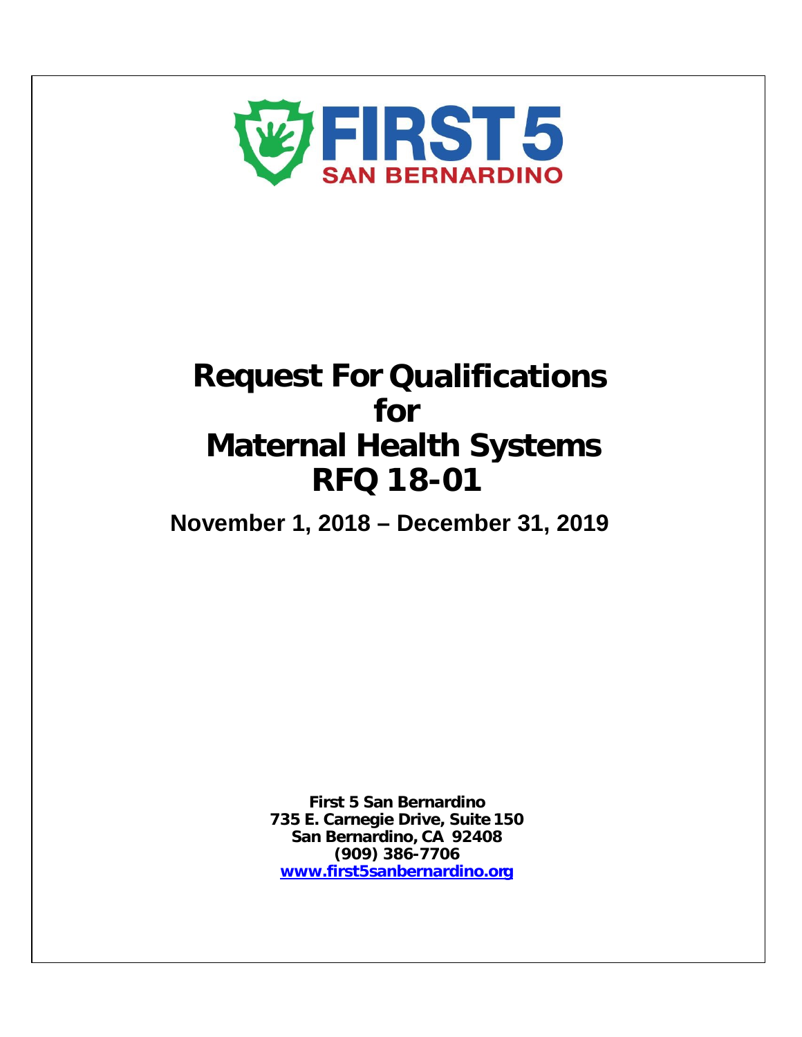FIRST 5

SAN BERNARDINO

# Request For Qualifications for Maternal Health Systems RFQ 18-01

## November 1, 2018 – December 31, 2019

**First 5 San Bernardino**
**735 E. Carnegie Drive, Suite 150**
**San Bernardino, CA 92408**
**(909) 386-7706**
**www.first5sanbernardino.org**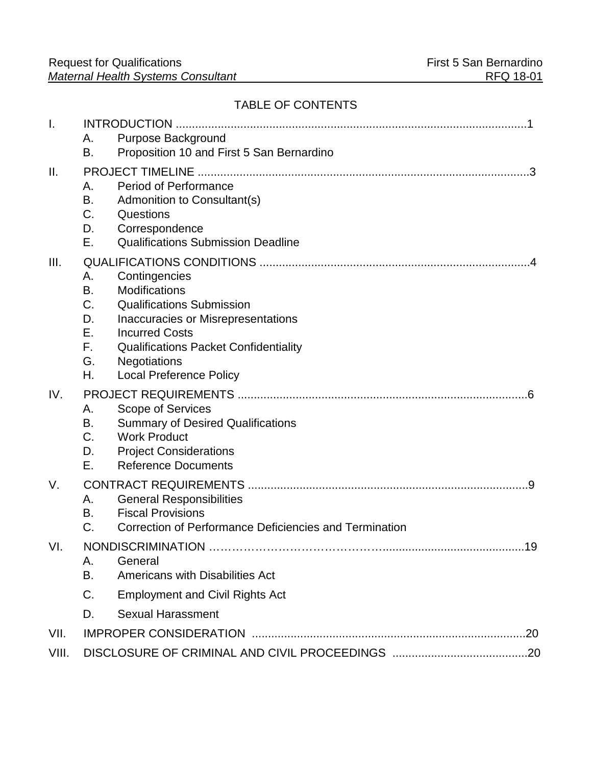TABLE OF CONTENTS

I. INTRODUCTION ....................................................................................................1
   - A. Purpose Background
   - B. Proposition 10 and First 5 San Bernardino

II. PROJECT TIMELINE ..............................................................................................3
   - A. Period of Performance
   - B. Admonition to Consultant(s)
   - C. Questions
   - D. Correspondence
   - E. Qualifications Submission Deadline

III. QUALIFICATIONS CONDITIONS ..........................................................................4
   - A. Contingencies
   - B. Modifications
   - C. Qualifications Submission
   - D. Inaccuracies or Misrepresentations
   - E. Incurred Costs
   - F. Qualifications Packet Confidentiality
   - G. Negotiations
   - H. Local Preference Policy

IV. PROJECT REQUIREMENTS ...................................................................................6
   - A. Scope of Services
   - B. Summary of Desired Qualifications
   - C. Work Product
   - D. Project Considerations
   - E. Reference Documents

V. CONTRACT REQUIREMENTS ..................................................................................9
   - A. General Responsibilities
   - B. Fiscal Provisions
   - C. Correction of Performance Deficiencies and Termination

VI. NONDISCRIMINATION ………………………………………..........................................19
   - A. General
   - B. Americans with Disabilities Act
   - C. Employment and Civil Rights Act
   - D. Sexual Harassment

VII. IMPROPER CONSIDERATION ..............................................................................20

VIII. DISCLOSURE OF CRIMINAL AND CIVIL PROCEEDINGS ..........................................20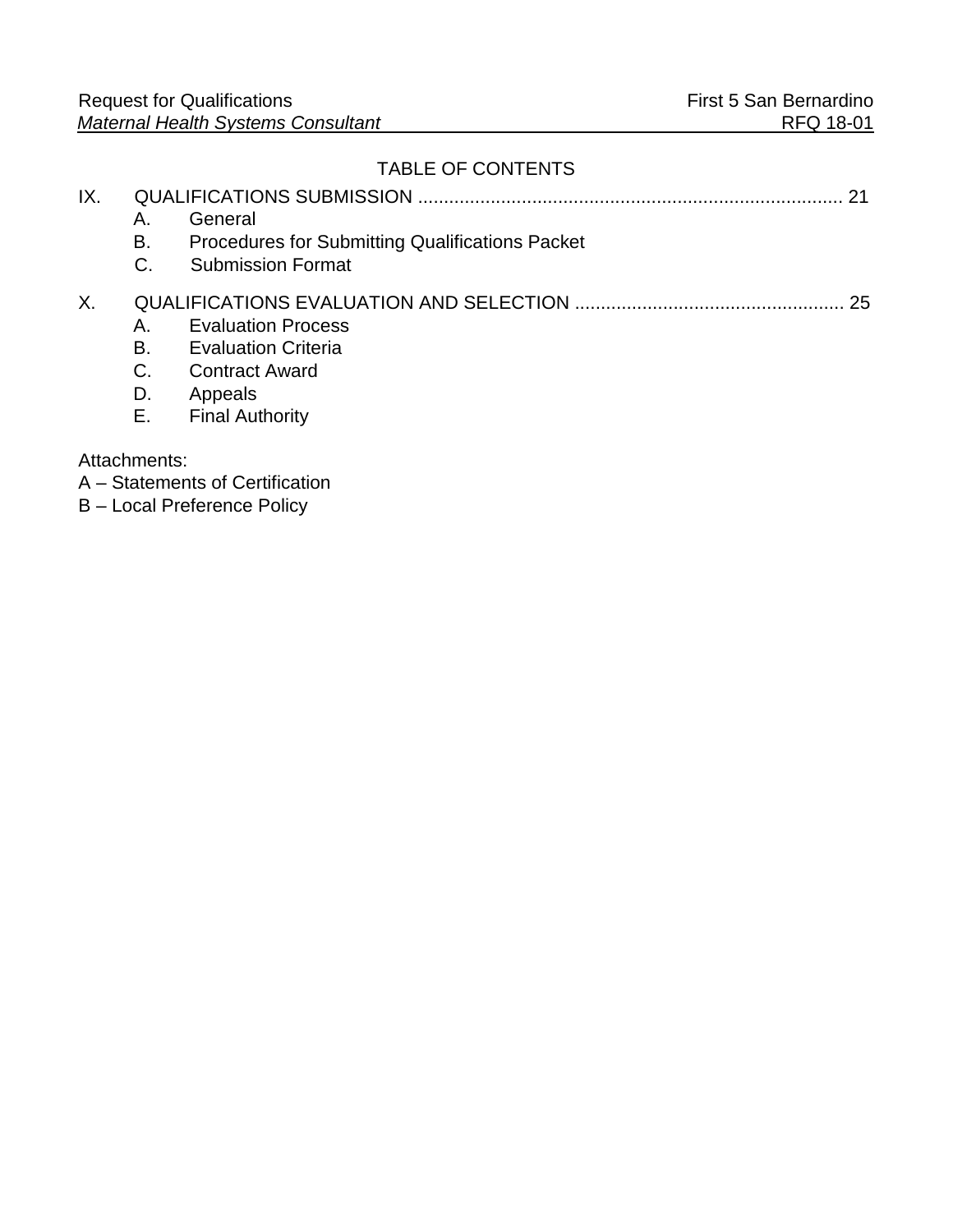## TABLE OF CONTENTS

IX. QUALIFICATIONS SUBMISSION .................................................................................. 21
- A. General
- B. Procedures for Submitting Qualifications Packet
- C. Submission Format

X. QUALIFICATIONS EVALUATION AND SELECTION .................................................... 25
- A. Evaluation Process
- B. Evaluation Criteria
- C. Contract Award
- D. Appeals
- E. Final Authority

Attachments:

A – Statements of Certification

B – Local Preference Policy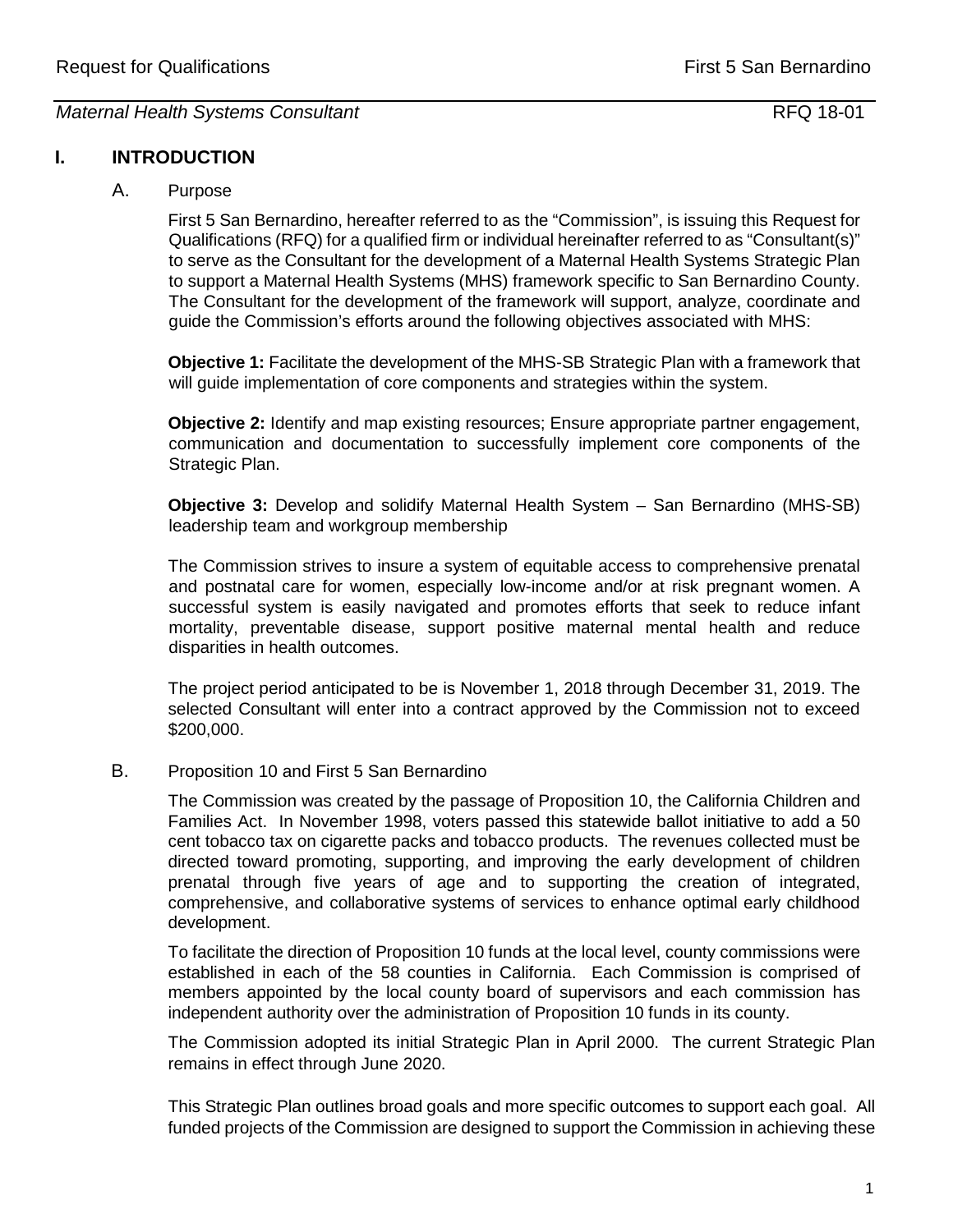# I. INTRODUCTION

## A. Purpose

First 5 San Bernardino, hereafter referred to as the "Commission", is issuing this Request for Qualifications (RFQ) for a qualified firm or individual hereinafter referred to as "Consultant(s)" to serve as the Consultant for the development of a Maternal Health Systems Strategic Plan to support a Maternal Health Systems (MHS) framework specific to San Bernardino County. The Consultant for the development of the framework will support, analyze, coordinate and guide the Commission's efforts around the following objectives associated with MHS:

**Objective 1:** Facilitate the development of the MHS-SB Strategic Plan with a framework that will guide implementation of core components and strategies within the system.

**Objective 2:** Identify and map existing resources; Ensure appropriate partner engagement, communication and documentation to successfully implement core components of the Strategic Plan.

**Objective 3:** Develop and solidify Maternal Health System – San Bernardino (MHS-SB) leadership team and workgroup membership

The Commission strives to insure a system of equitable access to comprehensive prenatal and postnatal care for women, especially low-income and/or at risk pregnant women. A successful system is easily navigated and promotes efforts that seek to reduce infant mortality, preventable disease, support positive maternal mental health and reduce disparities in health outcomes.

The project period anticipated to be is November 1, 2018 through December 31, 2019. The selected Consultant will enter into a contract approved by the Commission not to exceed $200,000.

## B. Proposition 10 and First 5 San Bernardino

The Commission was created by the passage of Proposition 10, the California Children and Families Act. In November 1998, voters passed this statewide ballot initiative to add a 50 cent tobacco tax on cigarette packs and tobacco products. The revenues collected must be directed toward promoting, supporting, and improving the early development of children prenatal through five years of age and to supporting the creation of integrated, comprehensive, and collaborative systems of services to enhance optimal early childhood development.

To facilitate the direction of Proposition 10 funds at the local level, county commissions were established in each of the 58 counties in California. Each Commission is comprised of members appointed by the local county board of supervisors and each commission has independent authority over the administration of Proposition 10 funds in its county.

The Commission adopted its initial Strategic Plan in April 2000. The current Strategic Plan remains in effect through June 2020.

This Strategic Plan outlines broad goals and more specific outcomes to support each goal. All funded projects of the Commission are designed to support the Commission in achieving these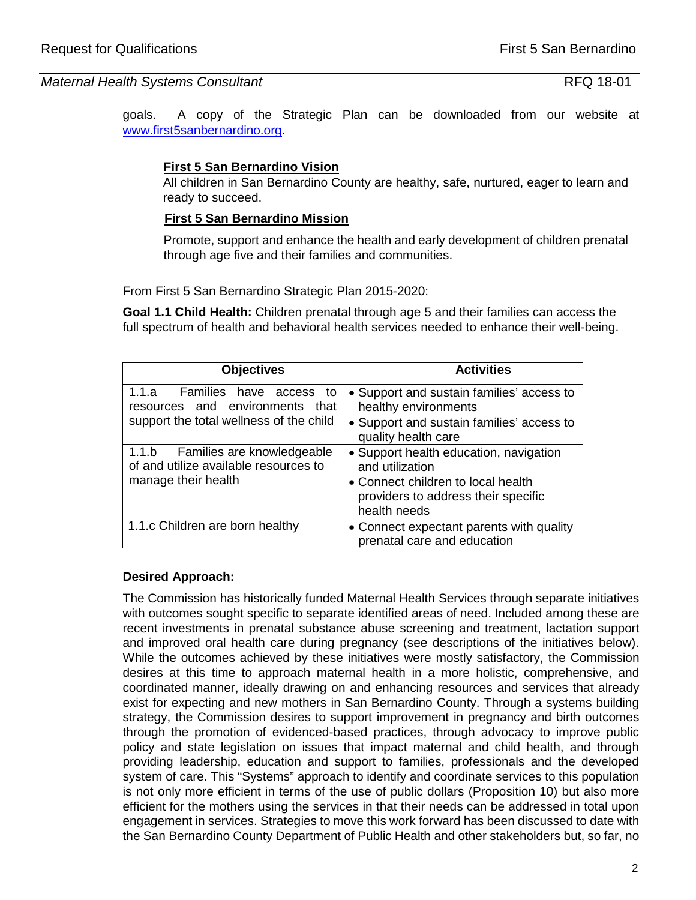goals. A copy of the Strategic Plan can be downloaded from our website at [www.first5sanbernardino.org](http://www.first5sanbernardino.org).

**First 5 San Bernardino Vision**

All children in San Bernardino County are healthy, safe, nurtured, eager to learn and ready to succeed.

**First 5 San Bernardino Mission**

Promote, support and enhance the health and early development of children prenatal through age five and their families and communities.

From First 5 San Bernardino Strategic Plan 2015-2020:

**Goal 1.1 Child Health:** Children prenatal through age 5 and their families can access the full spectrum of health and behavioral health services needed to enhance their well-being.

| Objectives | Activities |
|---|---|
| 1.1.a Families have access to resources and environments that support the total wellness of the child | • Support and sustain families' access to healthy environments<br>• Support and sustain families' access to quality health care |
| 1.1.b Families are knowledgeable of and utilize available resources to manage their health | • Support health education, navigation and utilization<br>• Connect children to local health providers to address their specific health needs |
| 1.1.c Children are born healthy | • Connect expectant parents with quality prenatal care and education |

**Desired Approach:**

The Commission has historically funded Maternal Health Services through separate initiatives with outcomes sought specific to separate identified areas of need. Included among these are recent investments in prenatal substance abuse screening and treatment, lactation support and improved oral health care during pregnancy (see descriptions of the initiatives below). While the outcomes achieved by these initiatives were mostly satisfactory, the Commission desires at this time to approach maternal health in a more holistic, comprehensive, and coordinated manner, ideally drawing on and enhancing resources and services that already exist for expecting and new mothers in San Bernardino County. Through a systems building strategy, the Commission desires to support improvement in pregnancy and birth outcomes through the promotion of evidenced-based practices, through advocacy to improve public policy and state legislation on issues that impact maternal and child health, and through providing leadership, education and support to families, professionals and the developed system of care. This "Systems" approach to identify and coordinate services to this population is not only more efficient in terms of the use of public dollars (Proposition 10) but also more efficient for the mothers using the services in that their needs can be addressed in total upon engagement in services. Strategies to move this work forward has been discussed to date with the San Bernardino County Department of Public Health and other stakeholders but, so far, no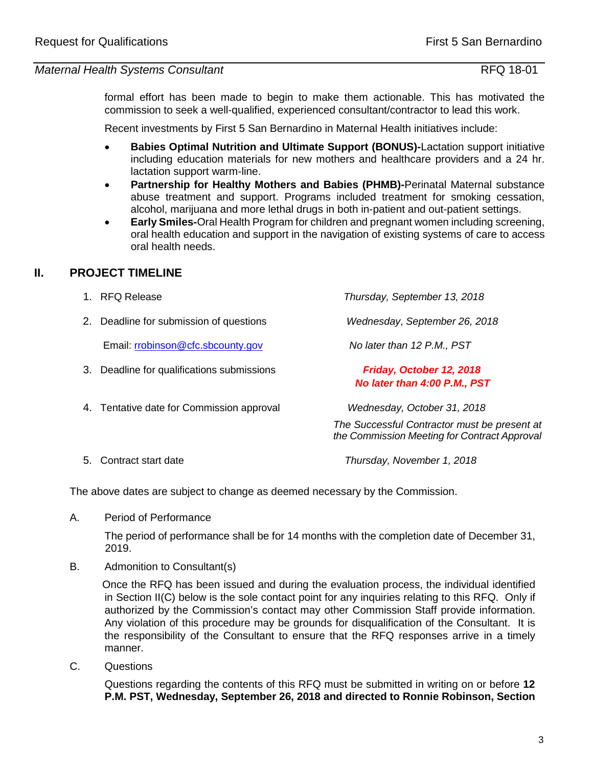formal effort has been made to begin to make them actionable. This has motivated the commission to seek a well-qualified, experienced consultant/contractor to lead this work.

Recent investments by First 5 San Bernardino in Maternal Health initiatives include:

- **Babies Optimal Nutrition and Ultimate Support (BONUS)-**Lactation support initiative including education materials for new mothers and healthcare providers and a 24 hr. lactation support warm-line.
- **Partnership for Healthy Mothers and Babies (PHMB)-**Perinatal Maternal substance abuse treatment and support. Programs included treatment for smoking cessation, alcohol, marijuana and more lethal drugs in both in-patient and out-patient settings.
- **Early Smiles-**Oral Health Program for children and pregnant women including screening, oral health education and support in the navigation of existing systems of care to access oral health needs.

## II. PROJECT TIMELINE

| | |
|---|---|
| 1. RFQ Release | *Thursday, September 13, 2018* |
| 2. Deadline for submission of questions | *Wednesday, September 26, 2018* |
| Email: rrobinson@cfc.sbcounty.gov | *No later than 12 P.M., PST* |
| 3. Deadline for qualifications submissions | ***Friday, October 12, 2018 No later than 4:00 P.M., PST*** |
| 4. Tentative date for Commission approval | *Wednesday, October 31, 2018* *The Successful Contractor must be present at the Commission Meeting for Contract Approval* |
| 5. Contract start date | *Thursday, November 1, 2018* |

The above dates are subject to change as deemed necessary by the Commission.

A. Period of Performance

The period of performance shall be for 14 months with the completion date of December 31, 2019.

B. Admonition to Consultant(s)

Once the RFQ has been issued and during the evaluation process, the individual identified in Section II(C) below is the sole contact point for any inquiries relating to this RFQ. Only if authorized by the Commission's contact may other Commission Staff provide information. Any violation of this procedure may be grounds for disqualification of the Consultant. It is the responsibility of the Consultant to ensure that the RFQ responses arrive in a timely manner.

C. Questions

Questions regarding the contents of this RFQ must be submitted in writing on or before **12 P.M. PST, Wednesday, September 26, 2018 and directed to Ronnie Robinson, Section**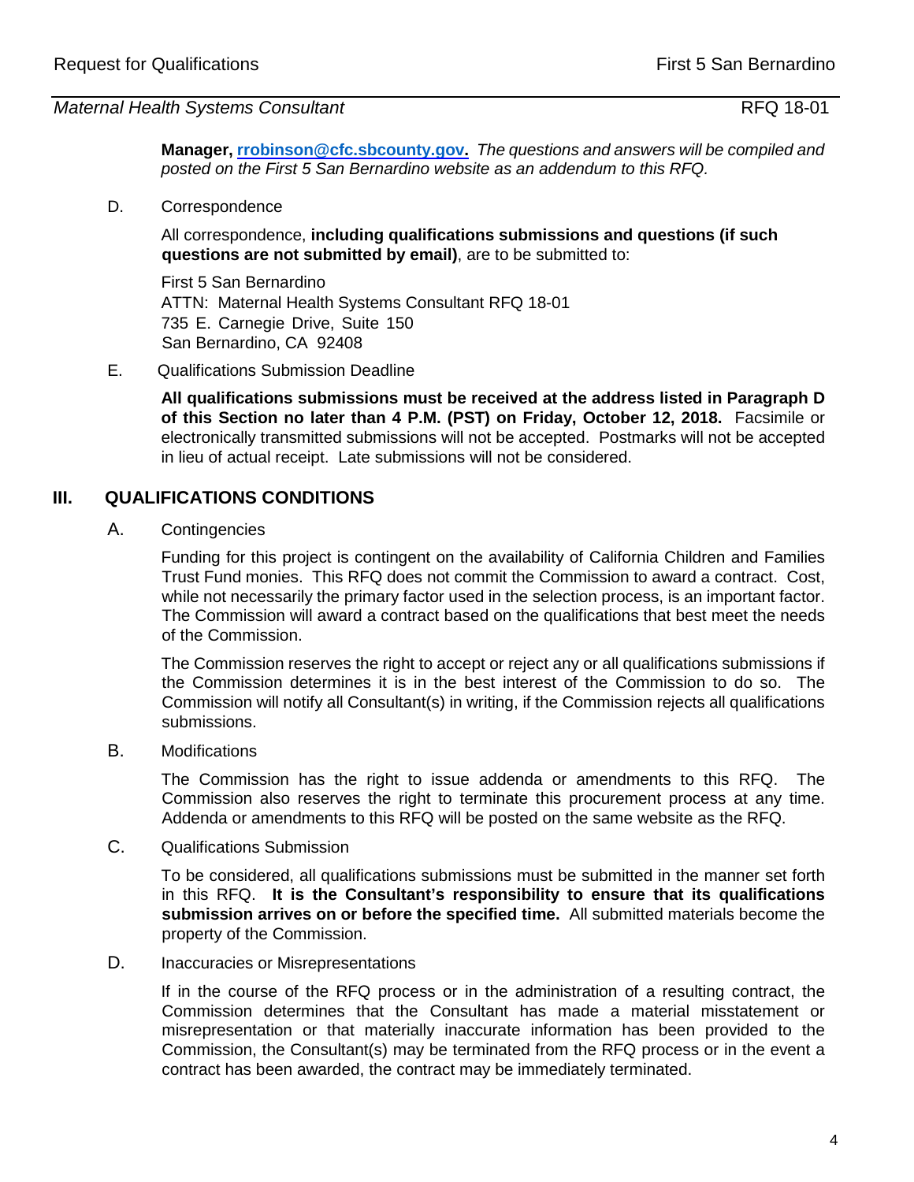**Manager, [rrobinson@cfc.sbcounty.gov](mailto:rrobinson@cfc.sbcounty.gov).** *The questions and answers will be compiled and posted on the First 5 San Bernardino website as an addendum to this RFQ.*

D. Correspondence

All correspondence, **including qualifications submissions and questions (if such questions are not submitted by email)**, are to be submitted to:

First 5 San Bernardino
ATTN: Maternal Health Systems Consultant RFQ 18-01
735 E. Carnegie Drive, Suite 150
San Bernardino, CA 92408

E. Qualifications Submission Deadline

**All qualifications submissions must be received at the address listed in Paragraph D of this Section no later than 4 P.M. (PST) on Friday, October 12, 2018.** Facsimile or electronically transmitted submissions will not be accepted. Postmarks will not be accepted in lieu of actual receipt. Late submissions will not be considered.

## III. QUALIFICATIONS CONDITIONS

A. Contingencies

Funding for this project is contingent on the availability of California Children and Families Trust Fund monies. This RFQ does not commit the Commission to award a contract. Cost, while not necessarily the primary factor used in the selection process, is an important factor. The Commission will award a contract based on the qualifications that best meet the needs of the Commission.

The Commission reserves the right to accept or reject any or all qualifications submissions if the Commission determines it is in the best interest of the Commission to do so. The Commission will notify all Consultant(s) in writing, if the Commission rejects all qualifications submissions.

B. Modifications

The Commission has the right to issue addenda or amendments to this RFQ. The Commission also reserves the right to terminate this procurement process at any time. Addenda or amendments to this RFQ will be posted on the same website as the RFQ.

C. Qualifications Submission

To be considered, all qualifications submissions must be submitted in the manner set forth in this RFQ. **It is the Consultant's responsibility to ensure that its qualifications submission arrives on or before the specified time.** All submitted materials become the property of the Commission.

D. Inaccuracies or Misrepresentations

If in the course of the RFQ process or in the administration of a resulting contract, the Commission determines that the Consultant has made a material misstatement or misrepresentation or that materially inaccurate information has been provided to the Commission, the Consultant(s) may be terminated from the RFQ process or in the event a contract has been awarded, the contract may be immediately terminated.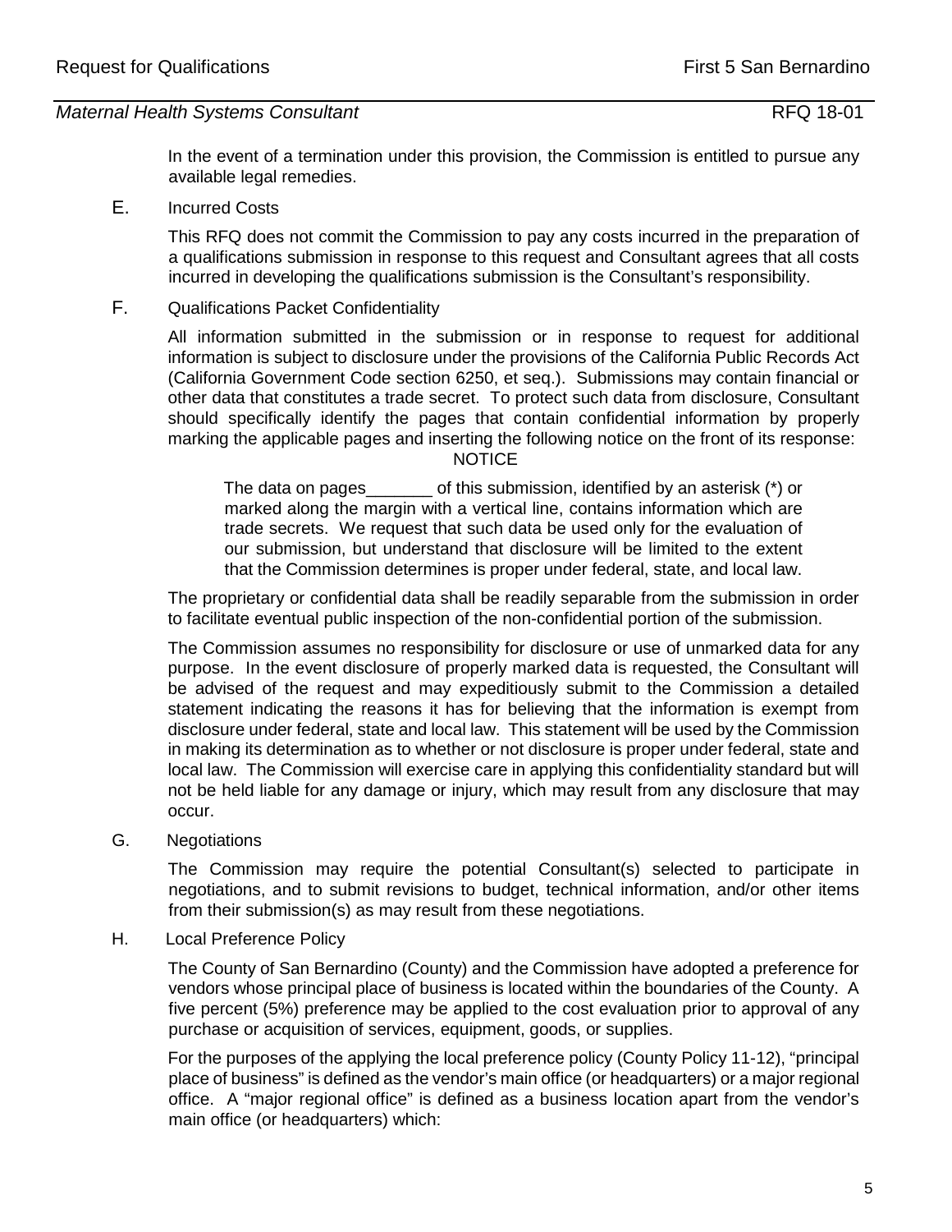In the event of a termination under this provision, the Commission is entitled to pursue any available legal remedies.

E. Incurred Costs

This RFQ does not commit the Commission to pay any costs incurred in the preparation of a qualifications submission in response to this request and Consultant agrees that all costs incurred in developing the qualifications submission is the Consultant's responsibility.

F. Qualifications Packet Confidentiality

All information submitted in the submission or in response to request for additional information is subject to disclosure under the provisions of the California Public Records Act (California Government Code section 6250, et seq.). Submissions may contain financial or other data that constitutes a trade secret. To protect such data from disclosure, Consultant should specifically identify the pages that contain confidential information by properly marking the applicable pages and inserting the following notice on the front of its response:

NOTICE

> The data on pages_______ of this submission, identified by an asterisk (*) or marked along the margin with a vertical line, contains information which are trade secrets. We request that such data be used only for the evaluation of our submission, but understand that disclosure will be limited to the extent that the Commission determines is proper under federal, state, and local law.

The proprietary or confidential data shall be readily separable from the submission in order to facilitate eventual public inspection of the non-confidential portion of the submission.

The Commission assumes no responsibility for disclosure or use of unmarked data for any purpose. In the event disclosure of properly marked data is requested, the Consultant will be advised of the request and may expeditiously submit to the Commission a detailed statement indicating the reasons it has for believing that the information is exempt from disclosure under federal, state and local law. This statement will be used by the Commission in making its determination as to whether or not disclosure is proper under federal, state and local law. The Commission will exercise care in applying this confidentiality standard but will not be held liable for any damage or injury, which may result from any disclosure that may occur.

G. Negotiations

The Commission may require the potential Consultant(s) selected to participate in negotiations, and to submit revisions to budget, technical information, and/or other items from their submission(s) as may result from these negotiations.

H. Local Preference Policy

The County of San Bernardino (County) and the Commission have adopted a preference for vendors whose principal place of business is located within the boundaries of the County. A five percent (5%) preference may be applied to the cost evaluation prior to approval of any purchase or acquisition of services, equipment, goods, or supplies.

For the purposes of the applying the local preference policy (County Policy 11-12), "principal place of business" is defined as the vendor's main office (or headquarters) or a major regional office. A "major regional office" is defined as a business location apart from the vendor's main office (or headquarters) which: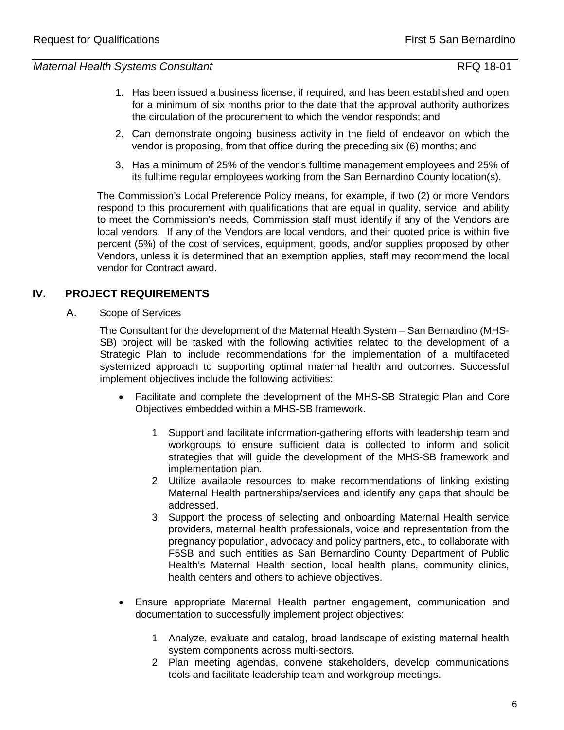1. Has been issued a business license, if required, and has been established and open for a minimum of six months prior to the date that the approval authority authorizes the circulation of the procurement to which the vendor responds; and
2. Can demonstrate ongoing business activity in the field of endeavor on which the vendor is proposing, from that office during the preceding six (6) months; and
3. Has a minimum of 25% of the vendor's fulltime management employees and 25% of its fulltime regular employees working from the San Bernardino County location(s).

The Commission's Local Preference Policy means, for example, if two (2) or more Vendors respond to this procurement with qualifications that are equal in quality, service, and ability to meet the Commission's needs, Commission staff must identify if any of the Vendors are local vendors. If any of the Vendors are local vendors, and their quoted price is within five percent (5%) of the cost of services, equipment, goods, and/or supplies proposed by other Vendors, unless it is determined that an exemption applies, staff may recommend the local vendor for Contract award.

## IV. PROJECT REQUIREMENTS

### A. Scope of Services

The Consultant for the development of the Maternal Health System – San Bernardino (MHS-SB) project will be tasked with the following activities related to the development of a Strategic Plan to include recommendations for the implementation of a multifaceted systemized approach to supporting optimal maternal health and outcomes. Successful implement objectives include the following activities:

- Facilitate and complete the development of the MHS-SB Strategic Plan and Core Objectives embedded within a MHS-SB framework.
  1. Support and facilitate information-gathering efforts with leadership team and workgroups to ensure sufficient data is collected to inform and solicit strategies that will guide the development of the MHS-SB framework and implementation plan.
  2. Utilize available resources to make recommendations of linking existing Maternal Health partnerships/services and identify any gaps that should be addressed.
  3. Support the process of selecting and onboarding Maternal Health service providers, maternal health professionals, voice and representation from the pregnancy population, advocacy and policy partners, etc., to collaborate with F5SB and such entities as San Bernardino County Department of Public Health's Maternal Health section, local health plans, community clinics, health centers and others to achieve objectives.
- Ensure appropriate Maternal Health partner engagement, communication and documentation to successfully implement project objectives:
  1. Analyze, evaluate and catalog, broad landscape of existing maternal health system components across multi-sectors.
  2. Plan meeting agendas, convene stakeholders, develop communications tools and facilitate leadership team and workgroup meetings.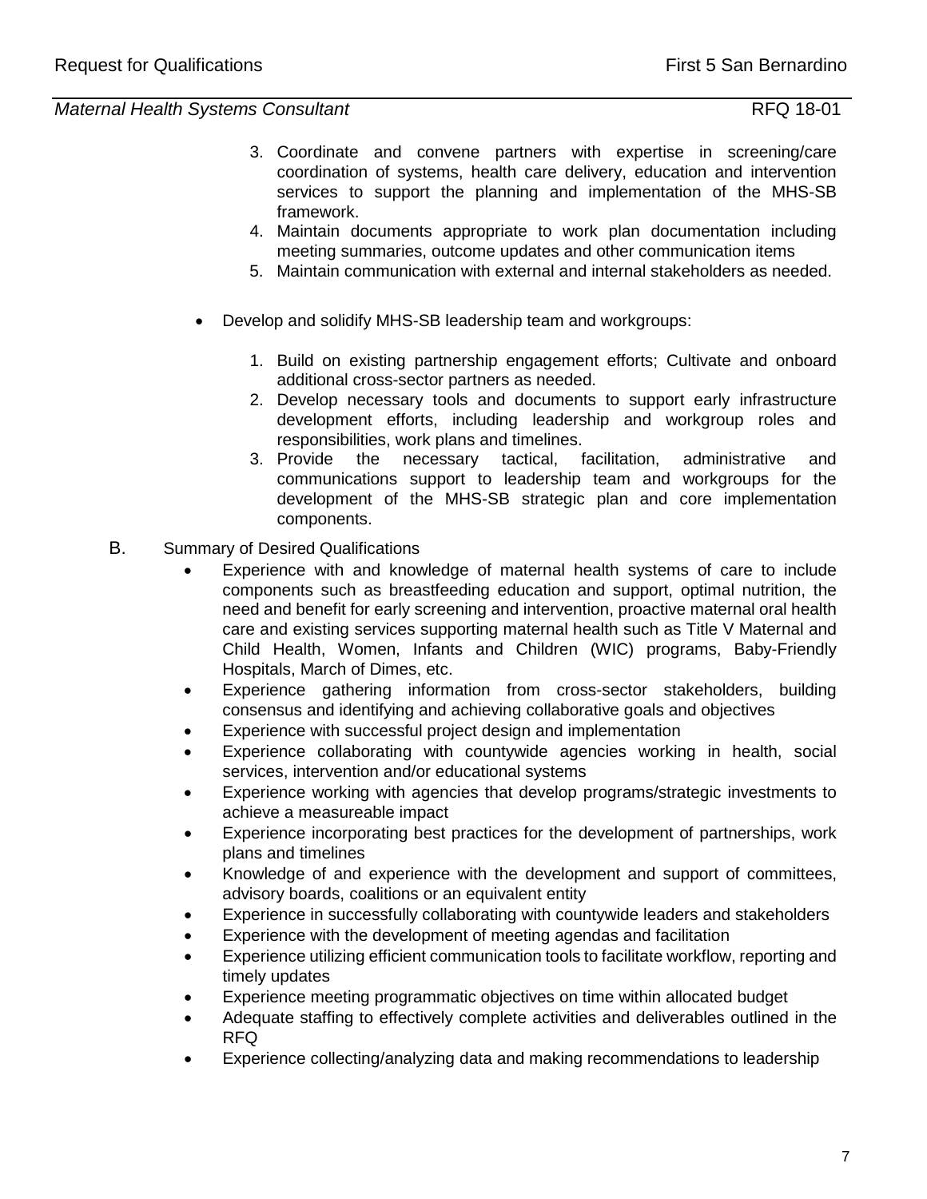3. Coordinate and convene partners with expertise in screening/care coordination of systems, health care delivery, education and intervention services to support the planning and implementation of the MHS-SB framework.
4. Maintain documents appropriate to work plan documentation including meeting summaries, outcome updates and other communication items
5. Maintain communication with external and internal stakeholders as needed.

- Develop and solidify MHS-SB leadership team and workgroups:

    1. Build on existing partnership engagement efforts; Cultivate and onboard additional cross-sector partners as needed.
    2. Develop necessary tools and documents to support early infrastructure development efforts, including leadership and workgroup roles and responsibilities, work plans and timelines.
    3. Provide the necessary tactical, facilitation, administrative and communications support to leadership team and workgroups for the development of the MHS-SB strategic plan and core implementation components.

B. Summary of Desired Qualifications

- Experience with and knowledge of maternal health systems of care to include components such as breastfeeding education and support, optimal nutrition, the need and benefit for early screening and intervention, proactive maternal oral health care and existing services supporting maternal health such as Title V Maternal and Child Health, Women, Infants and Children (WIC) programs, Baby-Friendly Hospitals, March of Dimes, etc.
- Experience gathering information from cross-sector stakeholders, building consensus and identifying and achieving collaborative goals and objectives
- Experience with successful project design and implementation
- Experience collaborating with countywide agencies working in health, social services, intervention and/or educational systems
- Experience working with agencies that develop programs/strategic investments to achieve a measureable impact
- Experience incorporating best practices for the development of partnerships, work plans and timelines
- Knowledge of and experience with the development and support of committees, advisory boards, coalitions or an equivalent entity
- Experience in successfully collaborating with countywide leaders and stakeholders
- Experience with the development of meeting agendas and facilitation
- Experience utilizing efficient communication tools to facilitate workflow, reporting and timely updates
- Experience meeting programmatic objectives on time within allocated budget
- Adequate staffing to effectively complete activities and deliverables outlined in the RFQ
- Experience collecting/analyzing data and making recommendations to leadership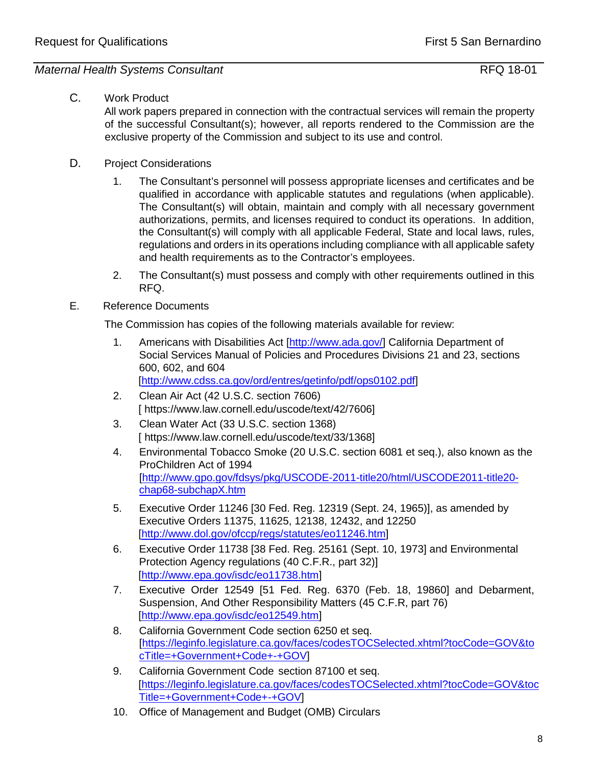C. Work Product

All work papers prepared in connection with the contractual services will remain the property of the successful Consultant(s); however, all reports rendered to the Commission are the exclusive property of the Commission and subject to its use and control.

D. Project Considerations

1. The Consultant's personnel will possess appropriate licenses and certificates and be qualified in accordance with applicable statutes and regulations (when applicable). The Consultant(s) will obtain, maintain and comply with all necessary government authorizations, permits, and licenses required to conduct its operations. In addition, the Consultant(s) will comply with all applicable Federal, State and local laws, rules, regulations and orders in its operations including compliance with all applicable safety and health requirements as to the Contractor's employees.

2. The Consultant(s) must possess and comply with other requirements outlined in this RFQ.

E. Reference Documents

The Commission has copies of the following materials available for review:

1. Americans with Disabilities Act [http://www.ada.gov/] California Department of Social Services Manual of Policies and Procedures Divisions 21 and 23, sections 600, 602, and 604 [http://www.cdss.ca.gov/ord/entres/getinfo/pdf/ops0102.pdf]
2. Clean Air Act (42 U.S.C. section 7606) [ https://www.law.cornell.edu/uscode/text/42/7606]
3. Clean Water Act (33 U.S.C. section 1368) [ https://www.law.cornell.edu/uscode/text/33/1368]
4. Environmental Tobacco Smoke (20 U.S.C. section 6081 et seq.), also known as the ProChildren Act of 1994 [http://www.gpo.gov/fdsys/pkg/USCODE-2011-title20/html/USCODE2011-title20-chap68-subchapX.htm
5. Executive Order 11246 [30 Fed. Reg. 12319 (Sept. 24, 1965)], as amended by Executive Orders 11375, 11625, 12138, 12432, and 12250 [http://www.dol.gov/ofccp/regs/statutes/eo11246.htm]
6. Executive Order 11738 [38 Fed. Reg. 25161 (Sept. 10, 1973] and Environmental Protection Agency regulations (40 C.F.R., part 32)] [http://www.epa.gov/isdc/eo11738.htm]
7. Executive Order 12549 [51 Fed. Reg. 6370 (Feb. 18, 19860] and Debarment, Suspension, And Other Responsibility Matters (45 C.F.R, part 76) [http://www.epa.gov/isdc/eo12549.htm]
8. California Government Code section 6250 et seq. [https://leginfo.legislature.ca.gov/faces/codesTOCSelected.xhtml?tocCode=GOV&tocTitle=+Government+Code+-+GOV]
9. California Government Code section 87100 et seq. [https://leginfo.legislature.ca.gov/faces/codesTOCSelected.xhtml?tocCode=GOV&tocTitle=+Government+Code+-+GOV]
10. Office of Management and Budget (OMB) Circulars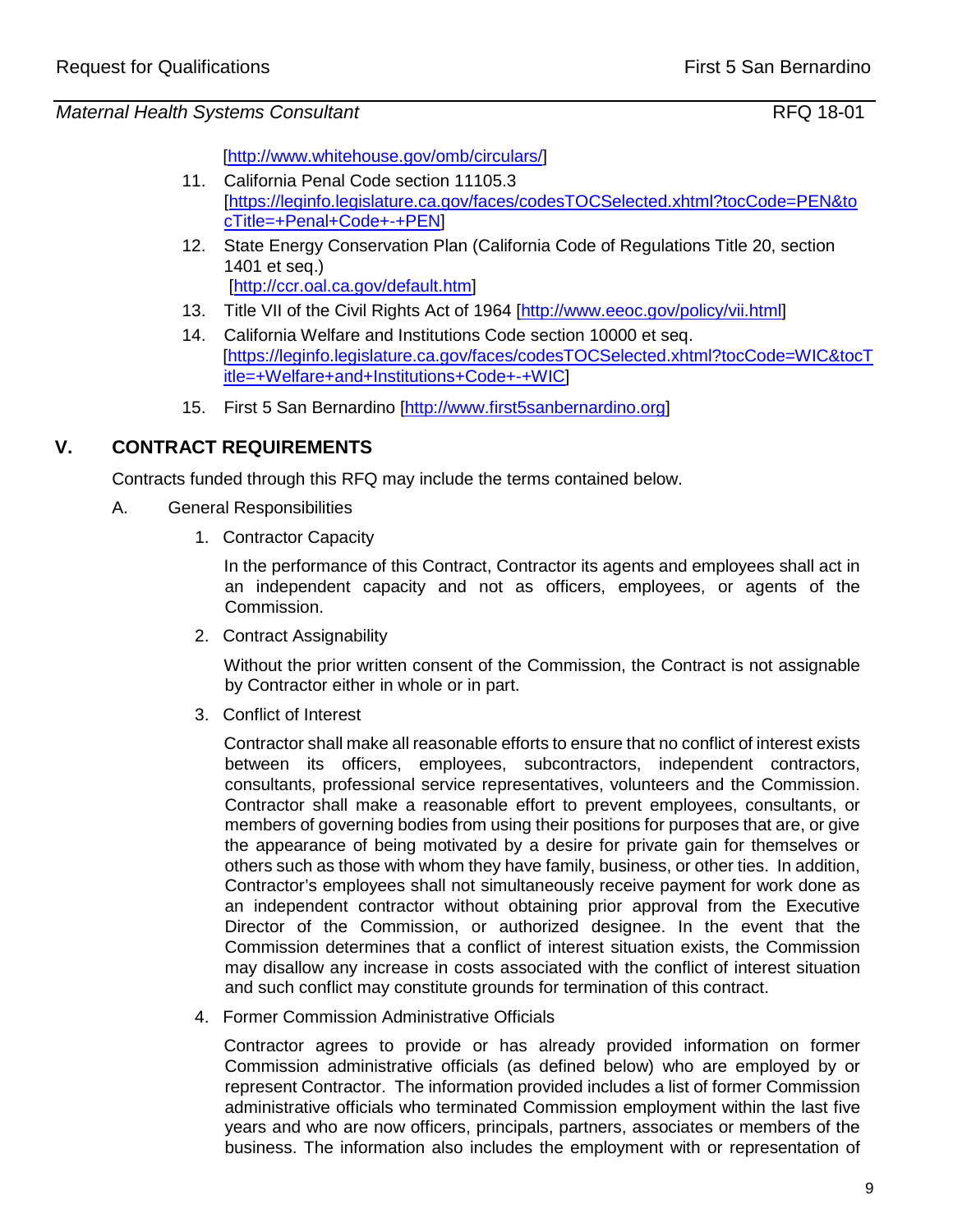[http://www.whitehouse.gov/omb/circulars/]

11. California Penal Code section 11105.3 [https://leginfo.legislature.ca.gov/faces/codesTOCSelected.xhtml?tocCode=PEN&tocTitle=+Penal+Code+-+PEN]
12. State Energy Conservation Plan (California Code of Regulations Title 20, section 1401 et seq.) [http://ccr.oal.ca.gov/default.htm]
13. Title VII of the Civil Rights Act of 1964 [http://www.eeoc.gov/policy/vii.html]
14. California Welfare and Institutions Code section 10000 et seq. [https://leginfo.legislature.ca.gov/faces/codesTOCSelected.xhtml?tocCode=WIC&tocTitle=+Welfare+and+Institutions+Code+-+WIC]
15. First 5 San Bernardino [http://www.first5sanbernardino.org]

## V. CONTRACT REQUIREMENTS

Contracts funded through this RFQ may include the terms contained below.

A. General Responsibilities

1. Contractor Capacity

   In the performance of this Contract, Contractor its agents and employees shall act in an independent capacity and not as officers, employees, or agents of the Commission.

2. Contract Assignability

   Without the prior written consent of the Commission, the Contract is not assignable by Contractor either in whole or in part.

3. Conflict of Interest

   Contractor shall make all reasonable efforts to ensure that no conflict of interest exists between its officers, employees, subcontractors, independent contractors, consultants, professional service representatives, volunteers and the Commission. Contractor shall make a reasonable effort to prevent employees, consultants, or members of governing bodies from using their positions for purposes that are, or give the appearance of being motivated by a desire for private gain for themselves or others such as those with whom they have family, business, or other ties. In addition, Contractor's employees shall not simultaneously receive payment for work done as an independent contractor without obtaining prior approval from the Executive Director of the Commission, or authorized designee. In the event that the Commission determines that a conflict of interest situation exists, the Commission may disallow any increase in costs associated with the conflict of interest situation and such conflict may constitute grounds for termination of this contract.

4. Former Commission Administrative Officials

   Contractor agrees to provide or has already provided information on former Commission administrative officials (as defined below) who are employed by or represent Contractor. The information provided includes a list of former Commission administrative officials who terminated Commission employment within the last five years and who are now officers, principals, partners, associates or members of the business. The information also includes the employment with or representation of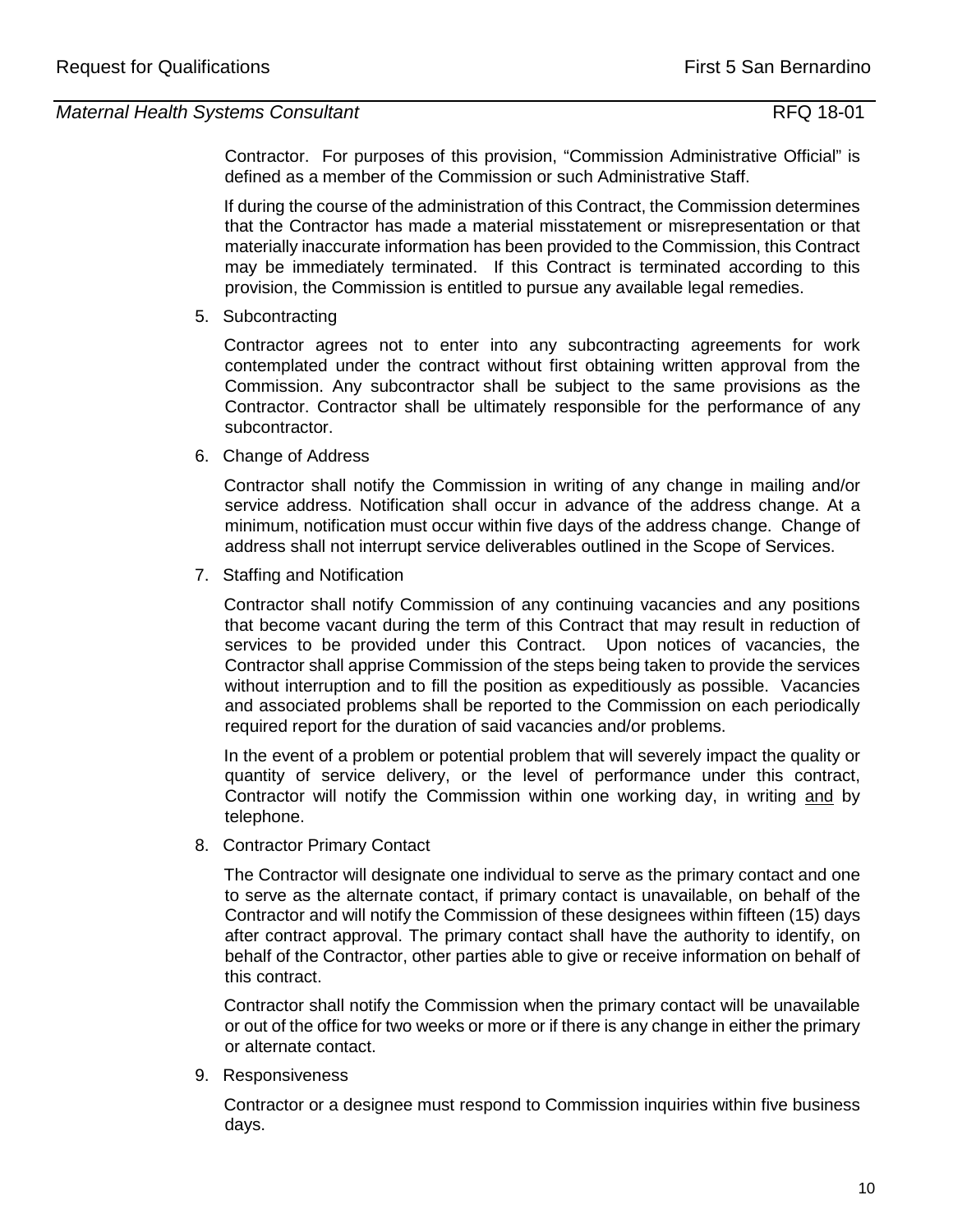Contractor. For purposes of this provision, "Commission Administrative Official" is defined as a member of the Commission or such Administrative Staff.

If during the course of the administration of this Contract, the Commission determines that the Contractor has made a material misstatement or misrepresentation or that materially inaccurate information has been provided to the Commission, this Contract may be immediately terminated. If this Contract is terminated according to this provision, the Commission is entitled to pursue any available legal remedies.

5. Subcontracting

   Contractor agrees not to enter into any subcontracting agreements for work contemplated under the contract without first obtaining written approval from the Commission. Any subcontractor shall be subject to the same provisions as the Contractor. Contractor shall be ultimately responsible for the performance of any subcontractor.

6. Change of Address

   Contractor shall notify the Commission in writing of any change in mailing and/or service address. Notification shall occur in advance of the address change. At a minimum, notification must occur within five days of the address change. Change of address shall not interrupt service deliverables outlined in the Scope of Services.

7. Staffing and Notification

   Contractor shall notify Commission of any continuing vacancies and any positions that become vacant during the term of this Contract that may result in reduction of services to be provided under this Contract. Upon notices of vacancies, the Contractor shall apprise Commission of the steps being taken to provide the services without interruption and to fill the position as expeditiously as possible. Vacancies and associated problems shall be reported to the Commission on each periodically required report for the duration of said vacancies and/or problems.

   In the event of a problem or potential problem that will severely impact the quality or quantity of service delivery, or the level of performance under this contract, Contractor will notify the Commission within one working day, in writing and by telephone.

8. Contractor Primary Contact

   The Contractor will designate one individual to serve as the primary contact and one to serve as the alternate contact, if primary contact is unavailable, on behalf of the Contractor and will notify the Commission of these designees within fifteen (15) days after contract approval. The primary contact shall have the authority to identify, on behalf of the Contractor, other parties able to give or receive information on behalf of this contract.

   Contractor shall notify the Commission when the primary contact will be unavailable or out of the office for two weeks or more or if there is any change in either the primary or alternate contact.

9. Responsiveness

   Contractor or a designee must respond to Commission inquiries within five business days.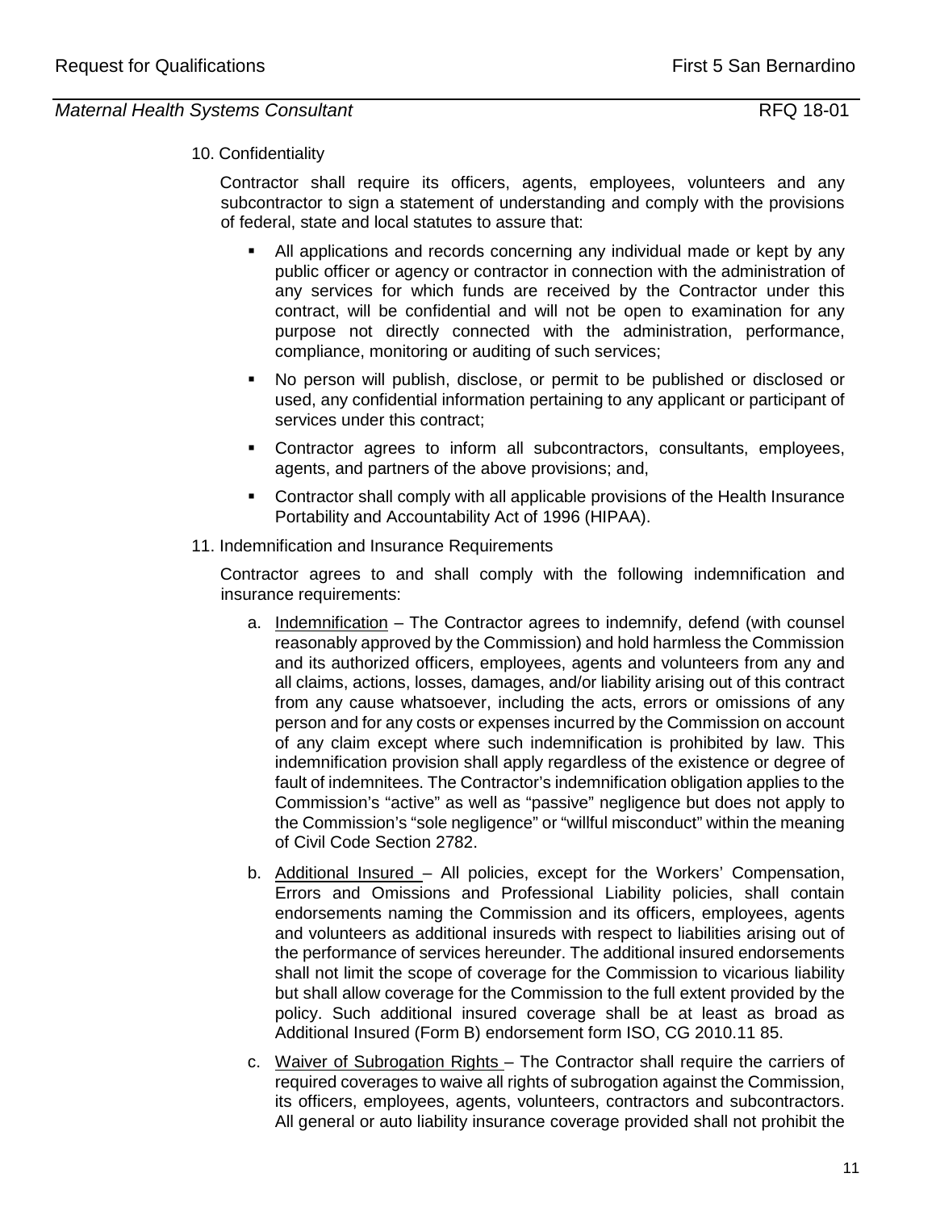10. Confidentiality

Contractor shall require its officers, agents, employees, volunteers and any subcontractor to sign a statement of understanding and comply with the provisions of federal, state and local statutes to assure that:

- All applications and records concerning any individual made or kept by any public officer or agency or contractor in connection with the administration of any services for which funds are received by the Contractor under this contract, will be confidential and will not be open to examination for any purpose not directly connected with the administration, performance, compliance, monitoring or auditing of such services;
- No person will publish, disclose, or permit to be published or disclosed or used, any confidential information pertaining to any applicant or participant of services under this contract;
- Contractor agrees to inform all subcontractors, consultants, employees, agents, and partners of the above provisions; and,
- Contractor shall comply with all applicable provisions of the Health Insurance Portability and Accountability Act of 1996 (HIPAA).

11. Indemnification and Insurance Requirements

Contractor agrees to and shall comply with the following indemnification and insurance requirements:

a. Indemnification – The Contractor agrees to indemnify, defend (with counsel reasonably approved by the Commission) and hold harmless the Commission and its authorized officers, employees, agents and volunteers from any and all claims, actions, losses, damages, and/or liability arising out of this contract from any cause whatsoever, including the acts, errors or omissions of any person and for any costs or expenses incurred by the Commission on account of any claim except where such indemnification is prohibited by law. This indemnification provision shall apply regardless of the existence or degree of fault of indemnitees. The Contractor's indemnification obligation applies to the Commission's "active" as well as "passive" negligence but does not apply to the Commission's "sole negligence" or "willful misconduct" within the meaning of Civil Code Section 2782.

b. Additional Insured – All policies, except for the Workers' Compensation, Errors and Omissions and Professional Liability policies, shall contain endorsements naming the Commission and its officers, employees, agents and volunteers as additional insureds with respect to liabilities arising out of the performance of services hereunder. The additional insured endorsements shall not limit the scope of coverage for the Commission to vicarious liability but shall allow coverage for the Commission to the full extent provided by the policy. Such additional insured coverage shall be at least as broad as Additional Insured (Form B) endorsement form ISO, CG 2010.11 85.

c. Waiver of Subrogation Rights – The Contractor shall require the carriers of required coverages to waive all rights of subrogation against the Commission, its officers, employees, agents, volunteers, contractors and subcontractors. All general or auto liability insurance coverage provided shall not prohibit the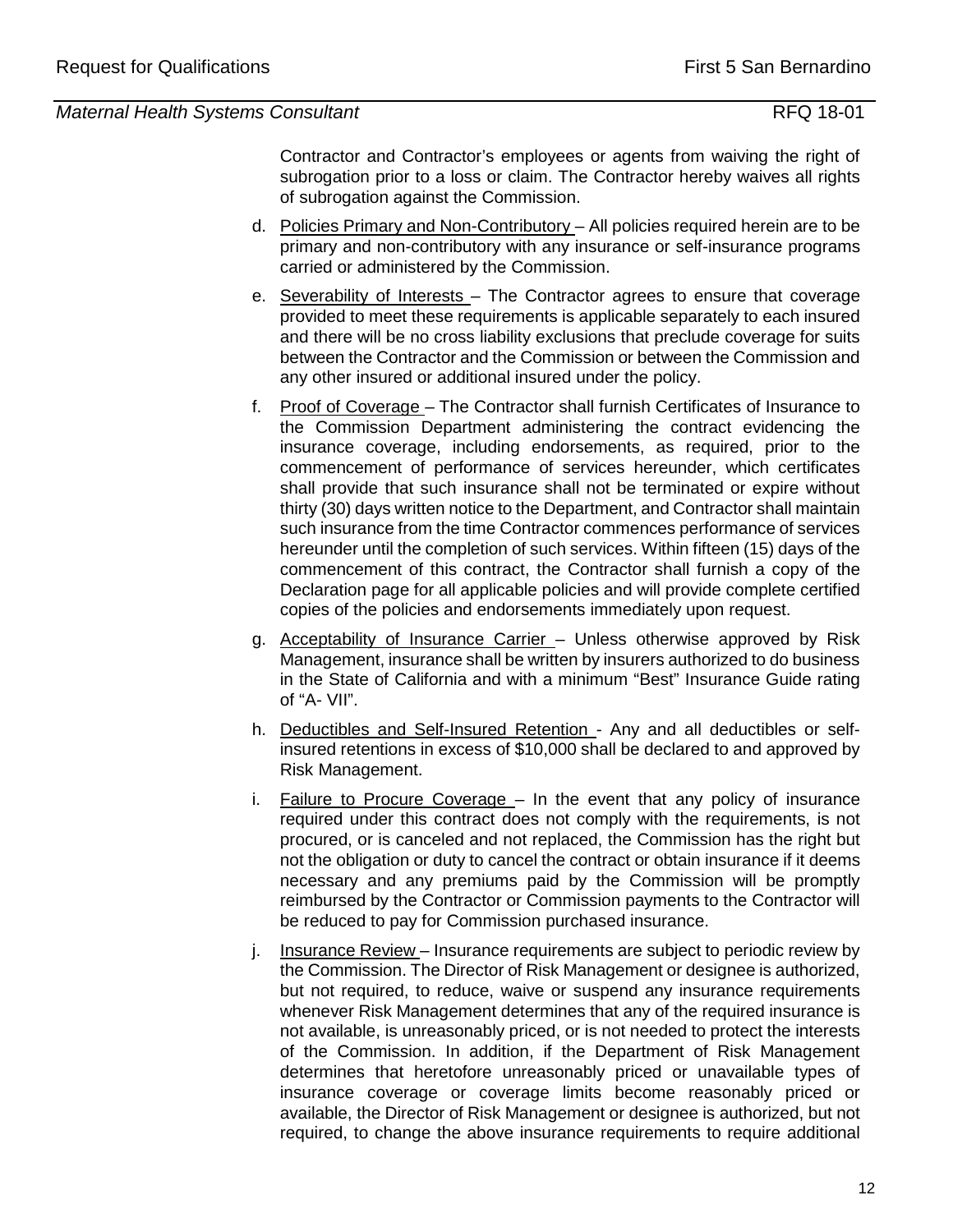Contractor and Contractor's employees or agents from waiving the right of subrogation prior to a loss or claim. The Contractor hereby waives all rights of subrogation against the Commission.

d. Policies Primary and Non-Contributory – All policies required herein are to be primary and non-contributory with any insurance or self-insurance programs carried or administered by the Commission.

e. Severability of Interests – The Contractor agrees to ensure that coverage provided to meet these requirements is applicable separately to each insured and there will be no cross liability exclusions that preclude coverage for suits between the Contractor and the Commission or between the Commission and any other insured or additional insured under the policy.

f. Proof of Coverage – The Contractor shall furnish Certificates of Insurance to the Commission Department administering the contract evidencing the insurance coverage, including endorsements, as required, prior to the commencement of performance of services hereunder, which certificates shall provide that such insurance shall not be terminated or expire without thirty (30) days written notice to the Department, and Contractor shall maintain such insurance from the time Contractor commences performance of services hereunder until the completion of such services. Within fifteen (15) days of the commencement of this contract, the Contractor shall furnish a copy of the Declaration page for all applicable policies and will provide complete certified copies of the policies and endorsements immediately upon request.

g. Acceptability of Insurance Carrier – Unless otherwise approved by Risk Management, insurance shall be written by insurers authorized to do business in the State of California and with a minimum "Best" Insurance Guide rating of "A- VII".

h. Deductibles and Self-Insured Retention - Any and all deductibles or self-insured retentions in excess of $10,000 shall be declared to and approved by Risk Management.

i. Failure to Procure Coverage – In the event that any policy of insurance required under this contract does not comply with the requirements, is not procured, or is canceled and not replaced, the Commission has the right but not the obligation or duty to cancel the contract or obtain insurance if it deems necessary and any premiums paid by the Commission will be promptly reimbursed by the Contractor or Commission payments to the Contractor will be reduced to pay for Commission purchased insurance.

j. Insurance Review – Insurance requirements are subject to periodic review by the Commission. The Director of Risk Management or designee is authorized, but not required, to reduce, waive or suspend any insurance requirements whenever Risk Management determines that any of the required insurance is not available, is unreasonably priced, or is not needed to protect the interests of the Commission. In addition, if the Department of Risk Management determines that heretofore unreasonably priced or unavailable types of insurance coverage or coverage limits become reasonably priced or available, the Director of Risk Management or designee is authorized, but not required, to change the above insurance requirements to require additional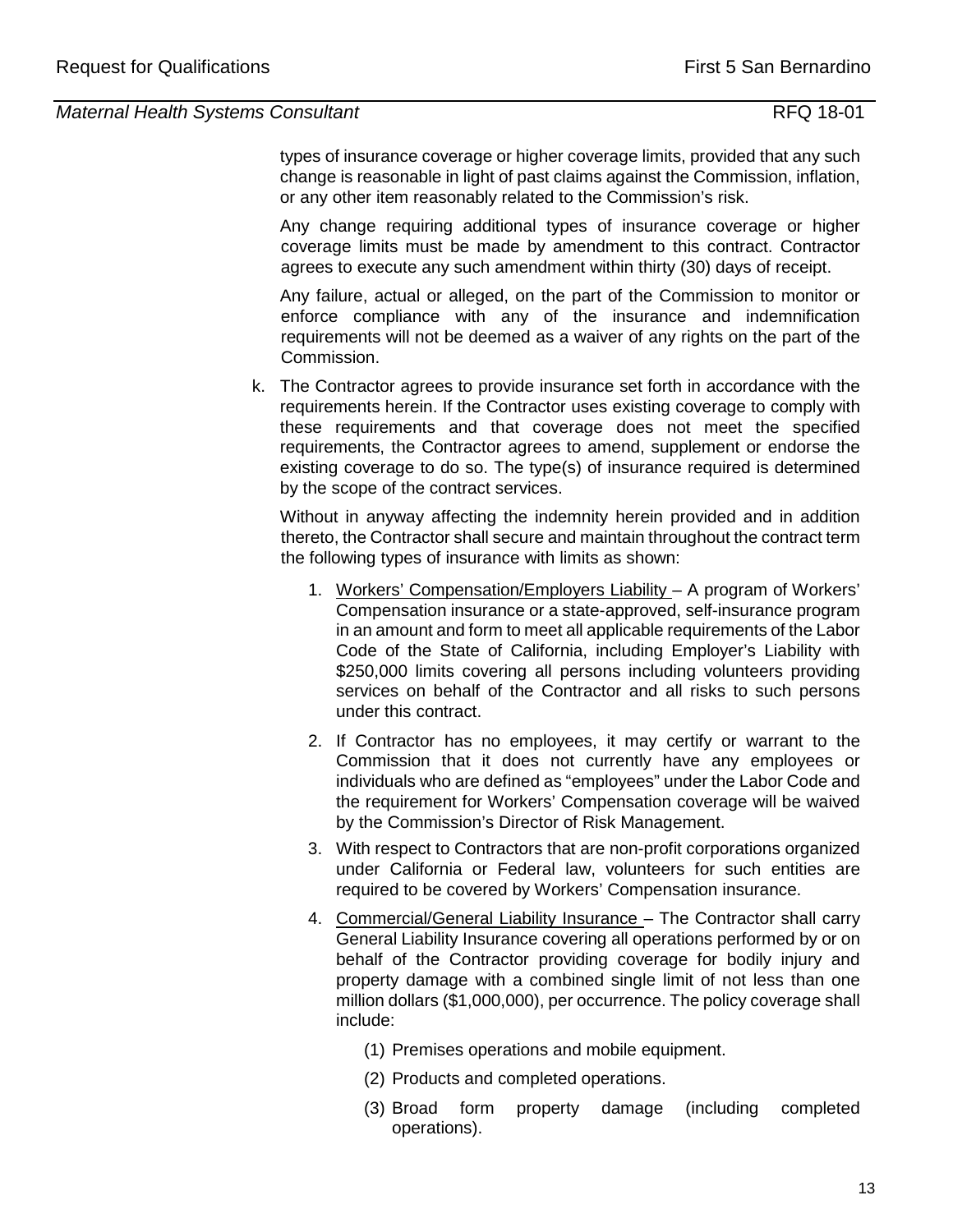types of insurance coverage or higher coverage limits, provided that any such change is reasonable in light of past claims against the Commission, inflation, or any other item reasonably related to the Commission's risk.

Any change requiring additional types of insurance coverage or higher coverage limits must be made by amendment to this contract. Contractor agrees to execute any such amendment within thirty (30) days of receipt.

Any failure, actual or alleged, on the part of the Commission to monitor or enforce compliance with any of the insurance and indemnification requirements will not be deemed as a waiver of any rights on the part of the Commission.

k. The Contractor agrees to provide insurance set forth in accordance with the requirements herein. If the Contractor uses existing coverage to comply with these requirements and that coverage does not meet the specified requirements, the Contractor agrees to amend, supplement or endorse the existing coverage to do so. The type(s) of insurance required is determined by the scope of the contract services.

   Without in anyway affecting the indemnity herein provided and in addition thereto, the Contractor shall secure and maintain throughout the contract term the following types of insurance with limits as shown:

   1. Workers' Compensation/Employers Liability – A program of Workers' Compensation insurance or a state-approved, self-insurance program in an amount and form to meet all applicable requirements of the Labor Code of the State of California, including Employer's Liability with $250,000 limits covering all persons including volunteers providing services on behalf of the Contractor and all risks to such persons under this contract.
   2. If Contractor has no employees, it may certify or warrant to the Commission that it does not currently have any employees or individuals who are defined as "employees" under the Labor Code and the requirement for Workers' Compensation coverage will be waived by the Commission's Director of Risk Management.
   3. With respect to Contractors that are non-profit corporations organized under California or Federal law, volunteers for such entities are required to be covered by Workers' Compensation insurance.
   4. Commercial/General Liability Insurance – The Contractor shall carry General Liability Insurance covering all operations performed by or on behalf of the Contractor providing coverage for bodily injury and property damage with a combined single limit of not less than one million dollars ($1,000,000), per occurrence. The policy coverage shall include:

      (1) Premises operations and mobile equipment.

      (2) Products and completed operations.

      (3) Broad form property damage (including completed operations).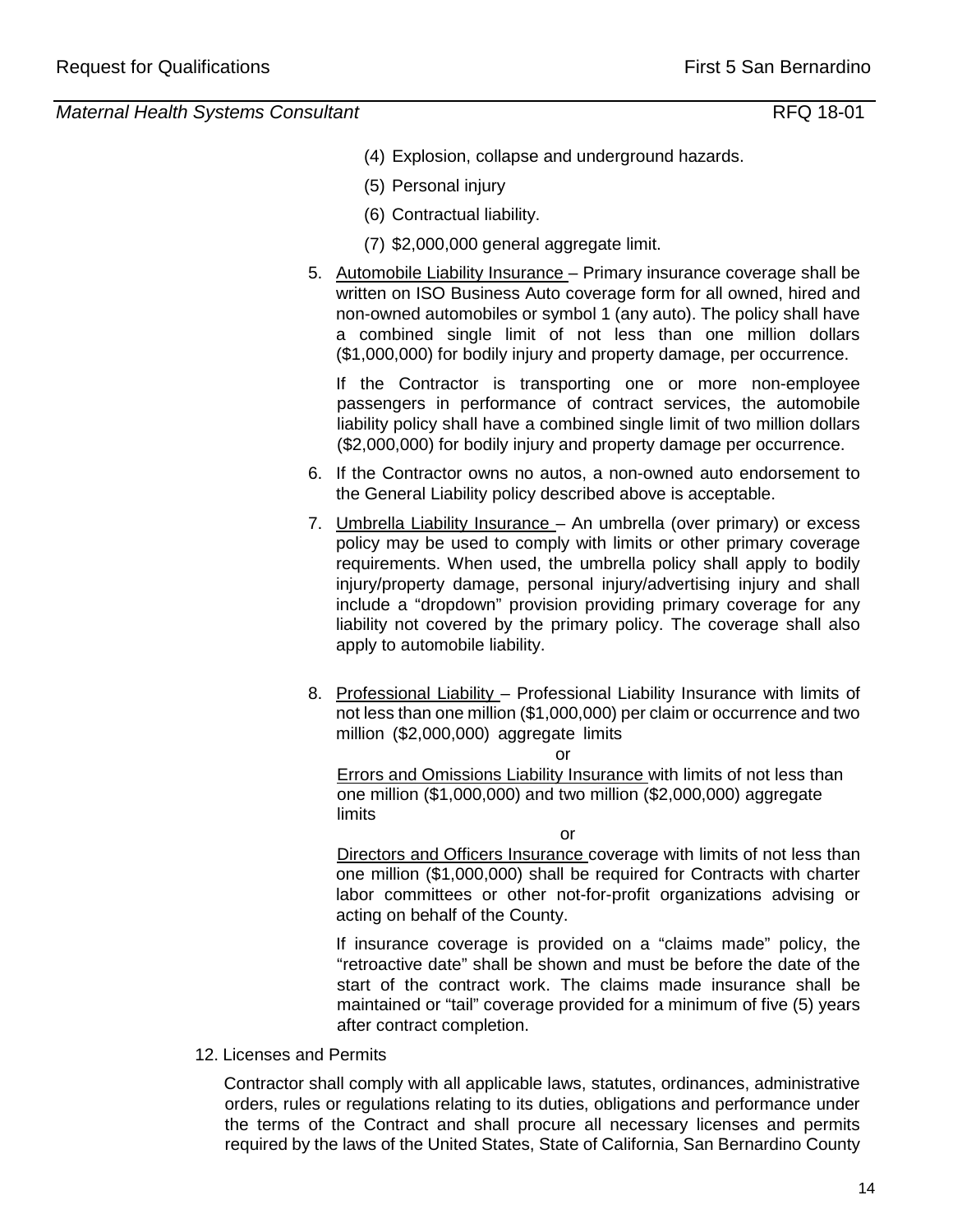(4) Explosion, collapse and underground hazards.

(5) Personal injury

(6) Contractual liability.

(7) $2,000,000 general aggregate limit.

5. Automobile Liability Insurance – Primary insurance coverage shall be written on ISO Business Auto coverage form for all owned, hired and non-owned automobiles or symbol 1 (any auto). The policy shall have a combined single limit of not less than one million dollars ($1,000,000) for bodily injury and property damage, per occurrence.

   If the Contractor is transporting one or more non-employee passengers in performance of contract services, the automobile liability policy shall have a combined single limit of two million dollars ($2,000,000) for bodily injury and property damage per occurrence.

6. If the Contractor owns no autos, a non-owned auto endorsement to the General Liability policy described above is acceptable.

7. Umbrella Liability Insurance – An umbrella (over primary) or excess policy may be used to comply with limits or other primary coverage requirements. When used, the umbrella policy shall apply to bodily injury/property damage, personal injury/advertising injury and shall include a "dropdown" provision providing primary coverage for any liability not covered by the primary policy. The coverage shall also apply to automobile liability.

8. Professional Liability – Professional Liability Insurance with limits of not less than one million ($1,000,000) per claim or occurrence and two million ($2,000,000) aggregate limits

   or

   Errors and Omissions Liability Insurance with limits of not less than one million ($1,000,000) and two million ($2,000,000) aggregate limits

   or

   Directors and Officers Insurance coverage with limits of not less than one million ($1,000,000) shall be required for Contracts with charter labor committees or other not-for-profit organizations advising or acting on behalf of the County.

   If insurance coverage is provided on a "claims made" policy, the "retroactive date" shall be shown and must be before the date of the start of the contract work. The claims made insurance shall be maintained or "tail" coverage provided for a minimum of five (5) years after contract completion.

12. Licenses and Permits

Contractor shall comply with all applicable laws, statutes, ordinances, administrative orders, rules or regulations relating to its duties, obligations and performance under the terms of the Contract and shall procure all necessary licenses and permits required by the laws of the United States, State of California, San Bernardino County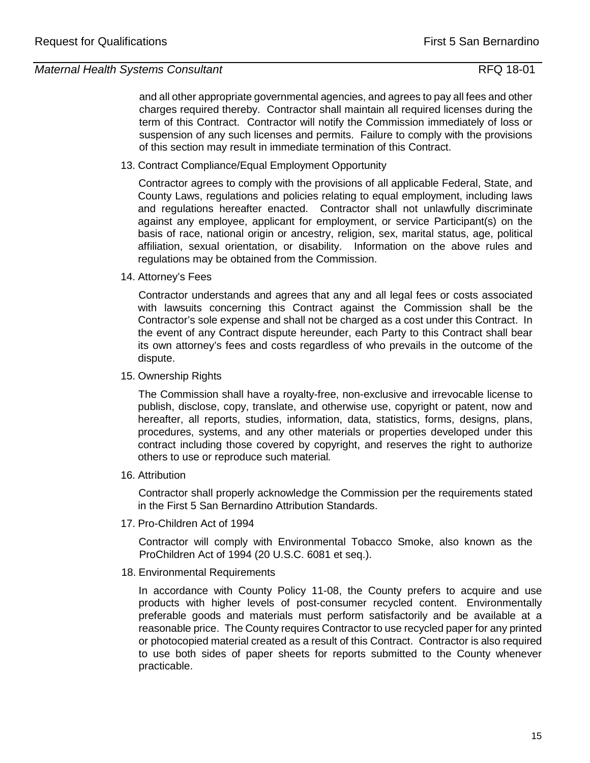and all other appropriate governmental agencies, and agrees to pay all fees and other charges required thereby. Contractor shall maintain all required licenses during the term of this Contract. Contractor will notify the Commission immediately of loss or suspension of any such licenses and permits. Failure to comply with the provisions of this section may result in immediate termination of this Contract.

13. Contract Compliance/Equal Employment Opportunity

    Contractor agrees to comply with the provisions of all applicable Federal, State, and County Laws, regulations and policies relating to equal employment, including laws and regulations hereafter enacted. Contractor shall not unlawfully discriminate against any employee, applicant for employment, or service Participant(s) on the basis of race, national origin or ancestry, religion, sex, marital status, age, political affiliation, sexual orientation, or disability. Information on the above rules and regulations may be obtained from the Commission.

14. Attorney's Fees

    Contractor understands and agrees that any and all legal fees or costs associated with lawsuits concerning this Contract against the Commission shall be the Contractor's sole expense and shall not be charged as a cost under this Contract. In the event of any Contract dispute hereunder, each Party to this Contract shall bear its own attorney's fees and costs regardless of who prevails in the outcome of the dispute.

15. Ownership Rights

    The Commission shall have a royalty-free, non-exclusive and irrevocable license to publish, disclose, copy, translate, and otherwise use, copyright or patent, now and hereafter, all reports, studies, information, data, statistics, forms, designs, plans, procedures, systems, and any other materials or properties developed under this contract including those covered by copyright, and reserves the right to authorize others to use or reproduce such material*.*

16. Attribution

    Contractor shall properly acknowledge the Commission per the requirements stated in the First 5 San Bernardino Attribution Standards.

17. Pro-Children Act of 1994

    Contractor will comply with Environmental Tobacco Smoke, also known as the ProChildren Act of 1994 (20 U.S.C. 6081 et seq.).

18. Environmental Requirements

    In accordance with County Policy 11-08, the County prefers to acquire and use products with higher levels of post-consumer recycled content. Environmentally preferable goods and materials must perform satisfactorily and be available at a reasonable price. The County requires Contractor to use recycled paper for any printed or photocopied material created as a result of this Contract. Contractor is also required to use both sides of paper sheets for reports submitted to the County whenever practicable.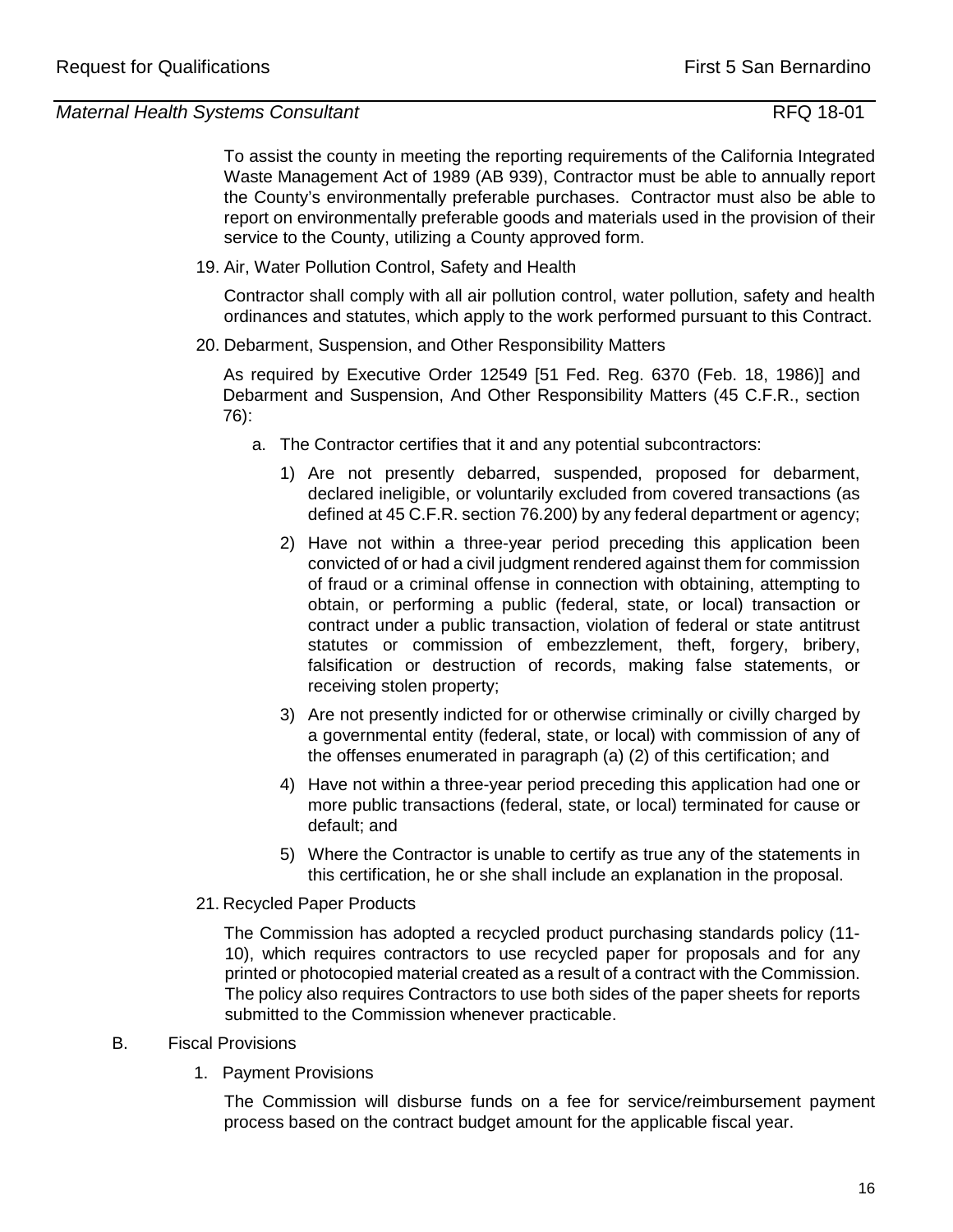To assist the county in meeting the reporting requirements of the California Integrated Waste Management Act of 1989 (AB 939), Contractor must be able to annually report the County's environmentally preferable purchases. Contractor must also be able to report on environmentally preferable goods and materials used in the provision of their service to the County, utilizing a County approved form.

19. Air, Water Pollution Control, Safety and Health

    Contractor shall comply with all air pollution control, water pollution, safety and health ordinances and statutes, which apply to the work performed pursuant to this Contract.

20. Debarment, Suspension, and Other Responsibility Matters

    As required by Executive Order 12549 [51 Fed. Reg. 6370 (Feb. 18, 1986)] and Debarment and Suspension, And Other Responsibility Matters (45 C.F.R., section 76):

    a. The Contractor certifies that it and any potential subcontractors:

       1) Are not presently debarred, suspended, proposed for debarment, declared ineligible, or voluntarily excluded from covered transactions (as defined at 45 C.F.R. section 76.200) by any federal department or agency;

       2) Have not within a three-year period preceding this application been convicted of or had a civil judgment rendered against them for commission of fraud or a criminal offense in connection with obtaining, attempting to obtain, or performing a public (federal, state, or local) transaction or contract under a public transaction, violation of federal or state antitrust statutes or commission of embezzlement, theft, forgery, bribery, falsification or destruction of records, making false statements, or receiving stolen property;

       3) Are not presently indicted for or otherwise criminally or civilly charged by a governmental entity (federal, state, or local) with commission of any of the offenses enumerated in paragraph (a) (2) of this certification; and

       4) Have not within a three-year period preceding this application had one or more public transactions (federal, state, or local) terminated for cause or default; and

       5) Where the Contractor is unable to certify as true any of the statements in this certification, he or she shall include an explanation in the proposal.

21. Recycled Paper Products

    The Commission has adopted a recycled product purchasing standards policy (11-10), which requires contractors to use recycled paper for proposals and for any printed or photocopied material created as a result of a contract with the Commission. The policy also requires Contractors to use both sides of the paper sheets for reports submitted to the Commission whenever practicable.

B. Fiscal Provisions

   1. Payment Provisions

      The Commission will disburse funds on a fee for service/reimbursement payment process based on the contract budget amount for the applicable fiscal year.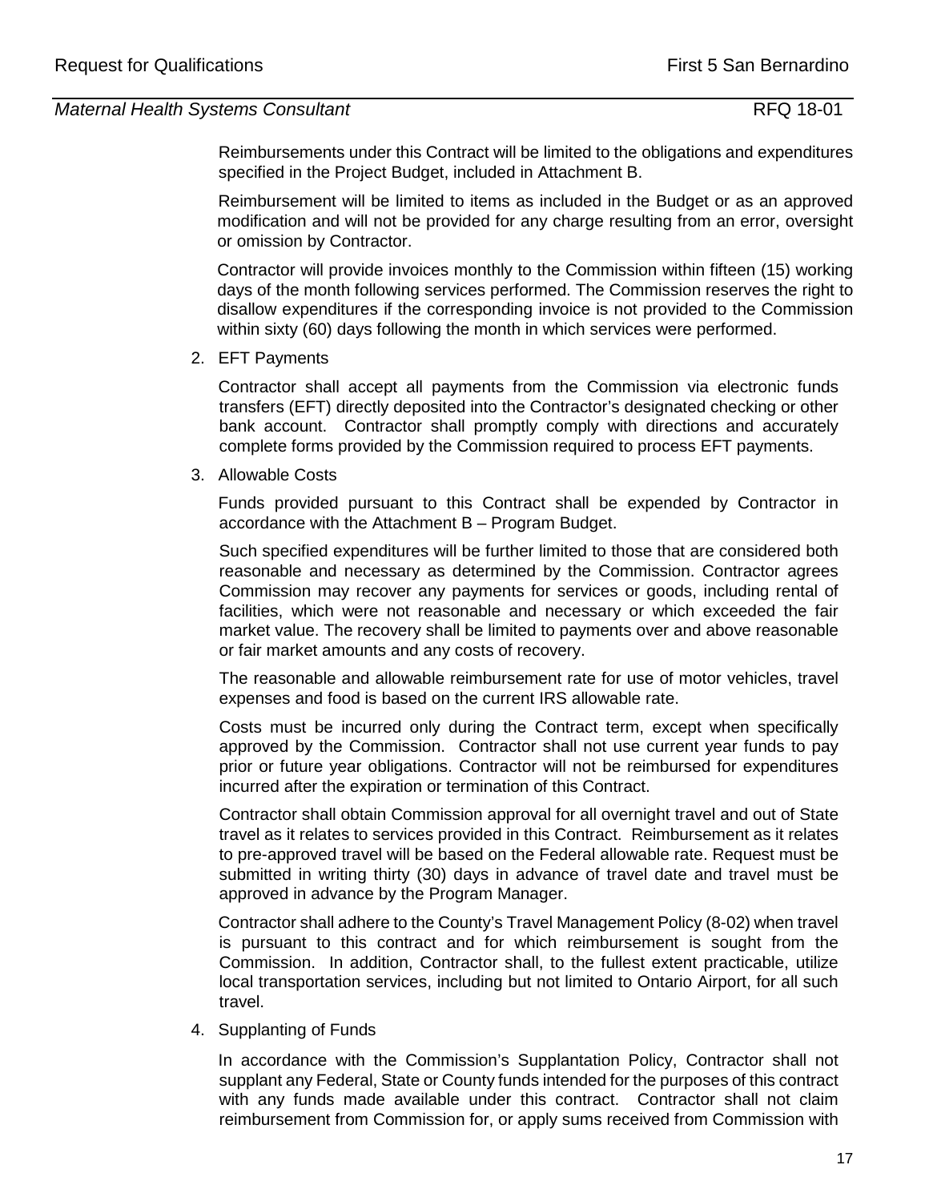Reimbursements under this Contract will be limited to the obligations and expenditures specified in the Project Budget, included in Attachment B.

Reimbursement will be limited to items as included in the Budget or as an approved modification and will not be provided for any charge resulting from an error, oversight or omission by Contractor.

Contractor will provide invoices monthly to the Commission within fifteen (15) working days of the month following services performed. The Commission reserves the right to disallow expenditures if the corresponding invoice is not provided to the Commission within sixty (60) days following the month in which services were performed.

2. EFT Payments

   Contractor shall accept all payments from the Commission via electronic funds transfers (EFT) directly deposited into the Contractor's designated checking or other bank account. Contractor shall promptly comply with directions and accurately complete forms provided by the Commission required to process EFT payments.

3. Allowable Costs

   Funds provided pursuant to this Contract shall be expended by Contractor in accordance with the Attachment B – Program Budget.

   Such specified expenditures will be further limited to those that are considered both reasonable and necessary as determined by the Commission. Contractor agrees Commission may recover any payments for services or goods, including rental of facilities, which were not reasonable and necessary or which exceeded the fair market value. The recovery shall be limited to payments over and above reasonable or fair market amounts and any costs of recovery.

   The reasonable and allowable reimbursement rate for use of motor vehicles, travel expenses and food is based on the current IRS allowable rate.

   Costs must be incurred only during the Contract term, except when specifically approved by the Commission. Contractor shall not use current year funds to pay prior or future year obligations. Contractor will not be reimbursed for expenditures incurred after the expiration or termination of this Contract.

   Contractor shall obtain Commission approval for all overnight travel and out of State travel as it relates to services provided in this Contract. Reimbursement as it relates to pre-approved travel will be based on the Federal allowable rate. Request must be submitted in writing thirty (30) days in advance of travel date and travel must be approved in advance by the Program Manager.

   Contractor shall adhere to the County's Travel Management Policy (8-02) when travel is pursuant to this contract and for which reimbursement is sought from the Commission. In addition, Contractor shall, to the fullest extent practicable, utilize local transportation services, including but not limited to Ontario Airport, for all such travel.

4. Supplanting of Funds

   In accordance with the Commission's Supplantation Policy, Contractor shall not supplant any Federal, State or County funds intended for the purposes of this contract with any funds made available under this contract. Contractor shall not claim reimbursement from Commission for, or apply sums received from Commission with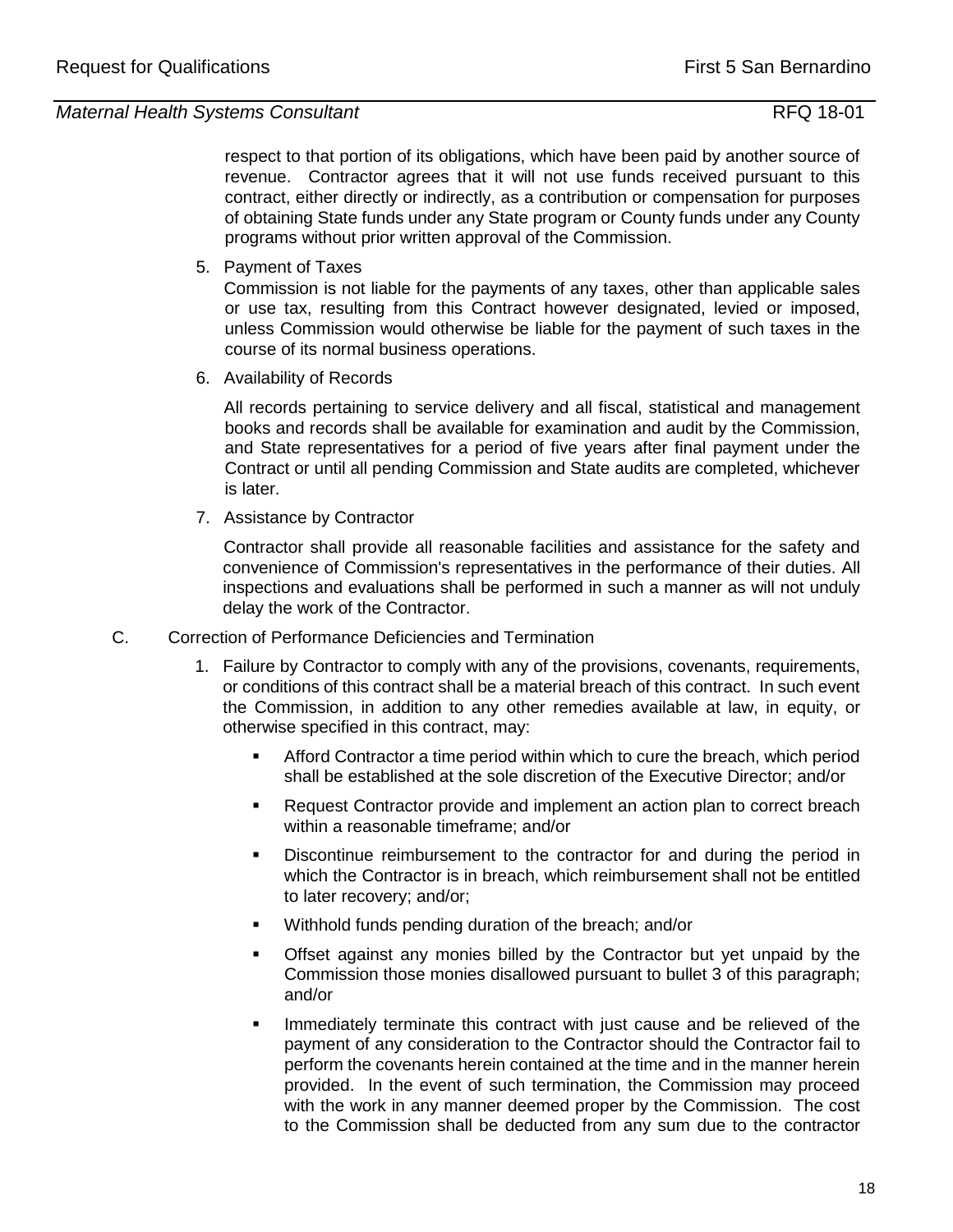respect to that portion of its obligations, which have been paid by another source of revenue. Contractor agrees that it will not use funds received pursuant to this contract, either directly or indirectly, as a contribution or compensation for purposes of obtaining State funds under any State program or County funds under any County programs without prior written approval of the Commission.

5. Payment of Taxes

   Commission is not liable for the payments of any taxes, other than applicable sales or use tax, resulting from this Contract however designated, levied or imposed, unless Commission would otherwise be liable for the payment of such taxes in the course of its normal business operations.

6. Availability of Records

   All records pertaining to service delivery and all fiscal, statistical and management books and records shall be available for examination and audit by the Commission, and State representatives for a period of five years after final payment under the Contract or until all pending Commission and State audits are completed, whichever is later.

7. Assistance by Contractor

   Contractor shall provide all reasonable facilities and assistance for the safety and convenience of Commission's representatives in the performance of their duties. All inspections and evaluations shall be performed in such a manner as will not unduly delay the work of the Contractor.

C. Correction of Performance Deficiencies and Termination

1. Failure by Contractor to comply with any of the provisions, covenants, requirements, or conditions of this contract shall be a material breach of this contract. In such event the Commission, in addition to any other remedies available at law, in equity, or otherwise specified in this contract, may:

   - Afford Contractor a time period within which to cure the breach, which period shall be established at the sole discretion of the Executive Director; and/or
   - Request Contractor provide and implement an action plan to correct breach within a reasonable timeframe; and/or
   - Discontinue reimbursement to the contractor for and during the period in which the Contractor is in breach, which reimbursement shall not be entitled to later recovery; and/or;
   - Withhold funds pending duration of the breach; and/or
   - Offset against any monies billed by the Contractor but yet unpaid by the Commission those monies disallowed pursuant to bullet 3 of this paragraph; and/or
   - Immediately terminate this contract with just cause and be relieved of the payment of any consideration to the Contractor should the Contractor fail to perform the covenants herein contained at the time and in the manner herein provided. In the event of such termination, the Commission may proceed with the work in any manner deemed proper by the Commission. The cost to the Commission shall be deducted from any sum due to the contractor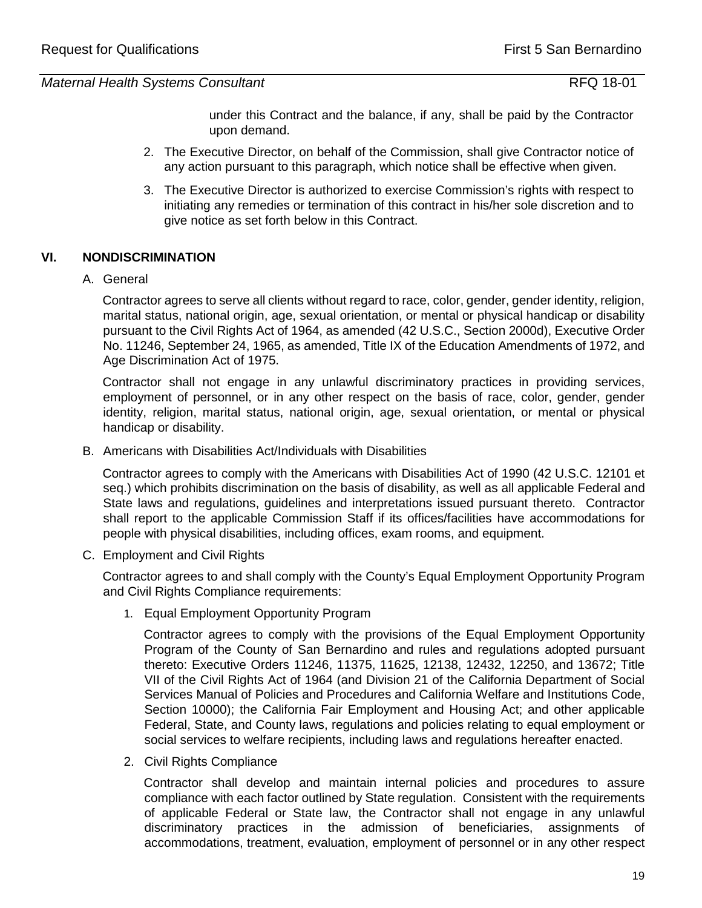under this Contract and the balance, if any, shall be paid by the Contractor upon demand.

2. The Executive Director, on behalf of the Commission, shall give Contractor notice of any action pursuant to this paragraph, which notice shall be effective when given.

3. The Executive Director is authorized to exercise Commission's rights with respect to initiating any remedies or termination of this contract in his/her sole discretion and to give notice as set forth below in this Contract.

## VI. NONDISCRIMINATION

A. General

Contractor agrees to serve all clients without regard to race, color, gender, gender identity, religion, marital status, national origin, age, sexual orientation, or mental or physical handicap or disability pursuant to the Civil Rights Act of 1964, as amended (42 U.S.C., Section 2000d), Executive Order No. 11246, September 24, 1965, as amended, Title IX of the Education Amendments of 1972, and Age Discrimination Act of 1975.

Contractor shall not engage in any unlawful discriminatory practices in providing services, employment of personnel, or in any other respect on the basis of race, color, gender, gender identity, religion, marital status, national origin, age, sexual orientation, or mental or physical handicap or disability.

B. Americans with Disabilities Act/Individuals with Disabilities

Contractor agrees to comply with the Americans with Disabilities Act of 1990 (42 U.S.C. 12101 et seq.) which prohibits discrimination on the basis of disability, as well as all applicable Federal and State laws and regulations, guidelines and interpretations issued pursuant thereto. Contractor shall report to the applicable Commission Staff if its offices/facilities have accommodations for people with physical disabilities, including offices, exam rooms, and equipment.

C. Employment and Civil Rights

Contractor agrees to and shall comply with the County's Equal Employment Opportunity Program and Civil Rights Compliance requirements:

1. Equal Employment Opportunity Program

   Contractor agrees to comply with the provisions of the Equal Employment Opportunity Program of the County of San Bernardino and rules and regulations adopted pursuant thereto: Executive Orders 11246, 11375, 11625, 12138, 12432, 12250, and 13672; Title VII of the Civil Rights Act of 1964 (and Division 21 of the California Department of Social Services Manual of Policies and Procedures and California Welfare and Institutions Code, Section 10000); the California Fair Employment and Housing Act; and other applicable Federal, State, and County laws, regulations and policies relating to equal employment or social services to welfare recipients, including laws and regulations hereafter enacted.

2. Civil Rights Compliance

   Contractor shall develop and maintain internal policies and procedures to assure compliance with each factor outlined by State regulation. Consistent with the requirements of applicable Federal or State law, the Contractor shall not engage in any unlawful discriminatory practices in the admission of beneficiaries, assignments of accommodations, treatment, evaluation, employment of personnel or in any other respect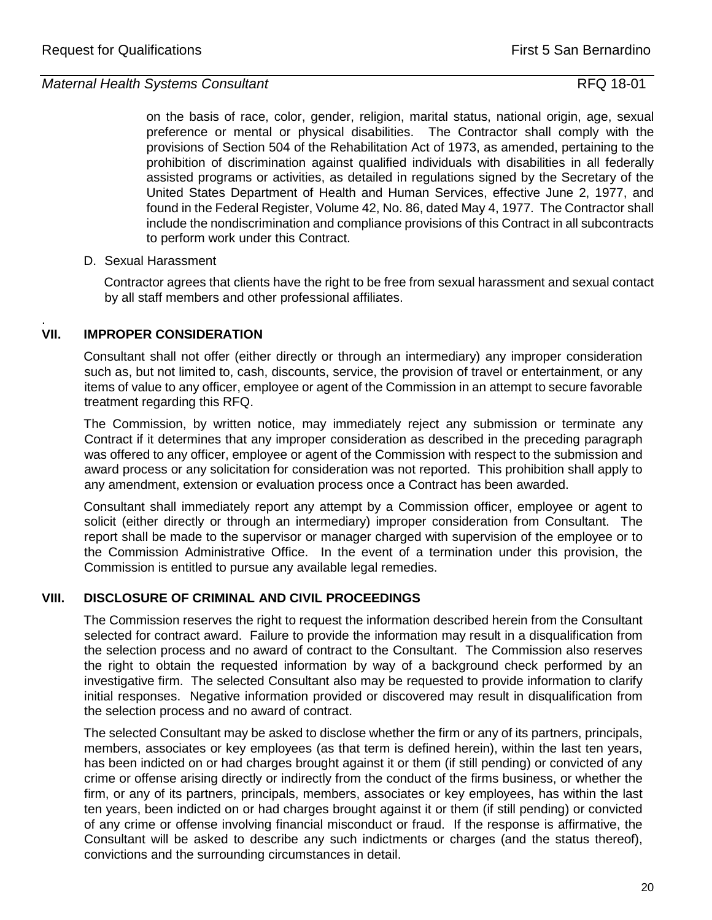on the basis of race, color, gender, religion, marital status, national origin, age, sexual preference or mental or physical disabilities. The Contractor shall comply with the provisions of Section 504 of the Rehabilitation Act of 1973, as amended, pertaining to the prohibition of discrimination against qualified individuals with disabilities in all federally assisted programs or activities, as detailed in regulations signed by the Secretary of the United States Department of Health and Human Services, effective June 2, 1977, and found in the Federal Register, Volume 42, No. 86, dated May 4, 1977. The Contractor shall include the nondiscrimination and compliance provisions of this Contract in all subcontracts to perform work under this Contract.

D. Sexual Harassment

Contractor agrees that clients have the right to be free from sexual harassment and sexual contact by all staff members and other professional affiliates.

## VII. IMPROPER CONSIDERATION

Consultant shall not offer (either directly or through an intermediary) any improper consideration such as, but not limited to, cash, discounts, service, the provision of travel or entertainment, or any items of value to any officer, employee or agent of the Commission in an attempt to secure favorable treatment regarding this RFQ.

The Commission, by written notice, may immediately reject any submission or terminate any Contract if it determines that any improper consideration as described in the preceding paragraph was offered to any officer, employee or agent of the Commission with respect to the submission and award process or any solicitation for consideration was not reported. This prohibition shall apply to any amendment, extension or evaluation process once a Contract has been awarded.

Consultant shall immediately report any attempt by a Commission officer, employee or agent to solicit (either directly or through an intermediary) improper consideration from Consultant. The report shall be made to the supervisor or manager charged with supervision of the employee or to the Commission Administrative Office. In the event of a termination under this provision, the Commission is entitled to pursue any available legal remedies.

## VIII. DISCLOSURE OF CRIMINAL AND CIVIL PROCEEDINGS

The Commission reserves the right to request the information described herein from the Consultant selected for contract award. Failure to provide the information may result in a disqualification from the selection process and no award of contract to the Consultant. The Commission also reserves the right to obtain the requested information by way of a background check performed by an investigative firm. The selected Consultant also may be requested to provide information to clarify initial responses. Negative information provided or discovered may result in disqualification from the selection process and no award of contract.

The selected Consultant may be asked to disclose whether the firm or any of its partners, principals, members, associates or key employees (as that term is defined herein), within the last ten years, has been indicted on or had charges brought against it or them (if still pending) or convicted of any crime or offense arising directly or indirectly from the conduct of the firms business, or whether the firm, or any of its partners, principals, members, associates or key employees, has within the last ten years, been indicted on or had charges brought against it or them (if still pending) or convicted of any crime or offense involving financial misconduct or fraud. If the response is affirmative, the Consultant will be asked to describe any such indictments or charges (and the status thereof), convictions and the surrounding circumstances in detail.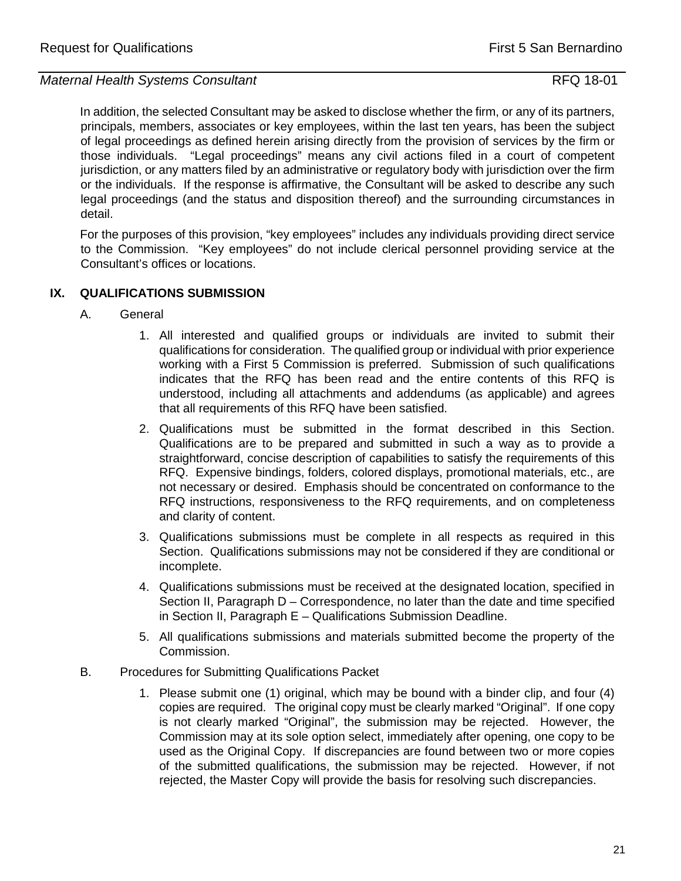In addition, the selected Consultant may be asked to disclose whether the firm, or any of its partners, principals, members, associates or key employees, within the last ten years, has been the subject of legal proceedings as defined herein arising directly from the provision of services by the firm or those individuals. "Legal proceedings" means any civil actions filed in a court of competent jurisdiction, or any matters filed by an administrative or regulatory body with jurisdiction over the firm or the individuals. If the response is affirmative, the Consultant will be asked to describe any such legal proceedings (and the status and disposition thereof) and the surrounding circumstances in detail.

For the purposes of this provision, "key employees" includes any individuals providing direct service to the Commission. "Key employees" do not include clerical personnel providing service at the Consultant's offices or locations.

## IX. QUALIFICATIONS SUBMISSION

A. General

1. All interested and qualified groups or individuals are invited to submit their qualifications for consideration. The qualified group or individual with prior experience working with a First 5 Commission is preferred. Submission of such qualifications indicates that the RFQ has been read and the entire contents of this RFQ is understood, including all attachments and addendums (as applicable) and agrees that all requirements of this RFQ have been satisfied.
2. Qualifications must be submitted in the format described in this Section. Qualifications are to be prepared and submitted in such a way as to provide a straightforward, concise description of capabilities to satisfy the requirements of this RFQ. Expensive bindings, folders, colored displays, promotional materials, etc., are not necessary or desired. Emphasis should be concentrated on conformance to the RFQ instructions, responsiveness to the RFQ requirements, and on completeness and clarity of content.
3. Qualifications submissions must be complete in all respects as required in this Section. Qualifications submissions may not be considered if they are conditional or incomplete.
4. Qualifications submissions must be received at the designated location, specified in Section II, Paragraph D – Correspondence, no later than the date and time specified in Section II, Paragraph E – Qualifications Submission Deadline.
5. All qualifications submissions and materials submitted become the property of the Commission.

B. Procedures for Submitting Qualifications Packet

1. Please submit one (1) original, which may be bound with a binder clip, and four (4) copies are required. The original copy must be clearly marked "Original". If one copy is not clearly marked "Original", the submission may be rejected. However, the Commission may at its sole option select, immediately after opening, one copy to be used as the Original Copy. If discrepancies are found between two or more copies of the submitted qualifications, the submission may be rejected. However, if not rejected, the Master Copy will provide the basis for resolving such discrepancies.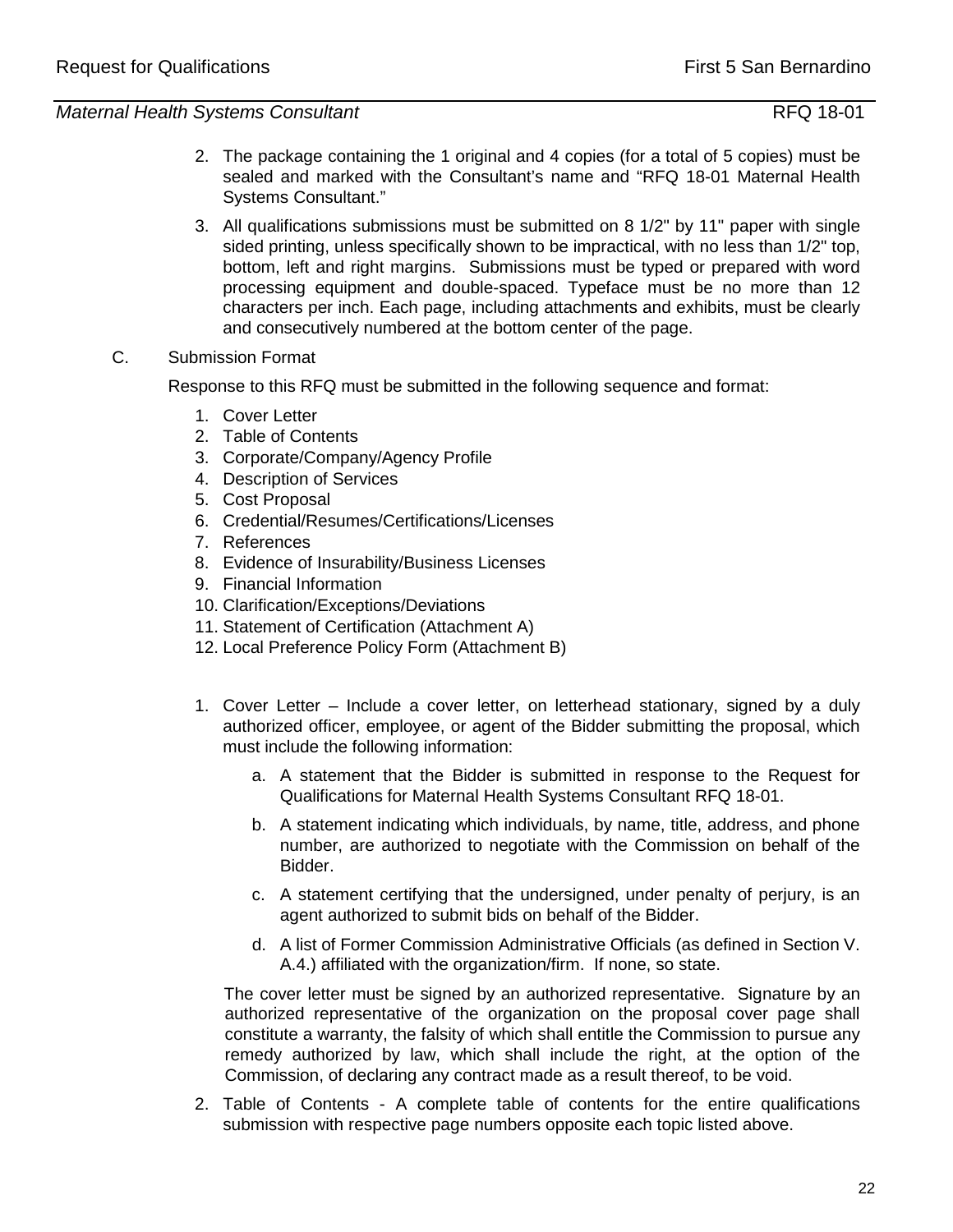2. The package containing the 1 original and 4 copies (for a total of 5 copies) must be sealed and marked with the Consultant's name and "RFQ 18-01 Maternal Health Systems Consultant."

3. All qualifications submissions must be submitted on 8 1/2" by 11" paper with single sided printing, unless specifically shown to be impractical, with no less than 1/2" top, bottom, left and right margins. Submissions must be typed or prepared with word processing equipment and double-spaced. Typeface must be no more than 12 characters per inch. Each page, including attachments and exhibits, must be clearly and consecutively numbered at the bottom center of the page.

C. Submission Format

Response to this RFQ must be submitted in the following sequence and format:

1. Cover Letter
2. Table of Contents
3. Corporate/Company/Agency Profile
4. Description of Services
5. Cost Proposal
6. Credential/Resumes/Certifications/Licenses
7. References
8. Evidence of Insurability/Business Licenses
9. Financial Information
10. Clarification/Exceptions/Deviations
11. Statement of Certification (Attachment A)
12. Local Preference Policy Form (Attachment B)

1. Cover Letter – Include a cover letter, on letterhead stationary, signed by a duly authorized officer, employee, or agent of the Bidder submitting the proposal, which must include the following information:

   a. A statement that the Bidder is submitted in response to the Request for Qualifications for Maternal Health Systems Consultant RFQ 18-01.

   b. A statement indicating which individuals, by name, title, address, and phone number, are authorized to negotiate with the Commission on behalf of the Bidder.

   c. A statement certifying that the undersigned, under penalty of perjury, is an agent authorized to submit bids on behalf of the Bidder.

   d. A list of Former Commission Administrative Officials (as defined in Section V. A.4.) affiliated with the organization/firm. If none, so state.

   The cover letter must be signed by an authorized representative. Signature by an authorized representative of the organization on the proposal cover page shall constitute a warranty, the falsity of which shall entitle the Commission to pursue any remedy authorized by law, which shall include the right, at the option of the Commission, of declaring any contract made as a result thereof, to be void.

2. Table of Contents - A complete table of contents for the entire qualifications submission with respective page numbers opposite each topic listed above.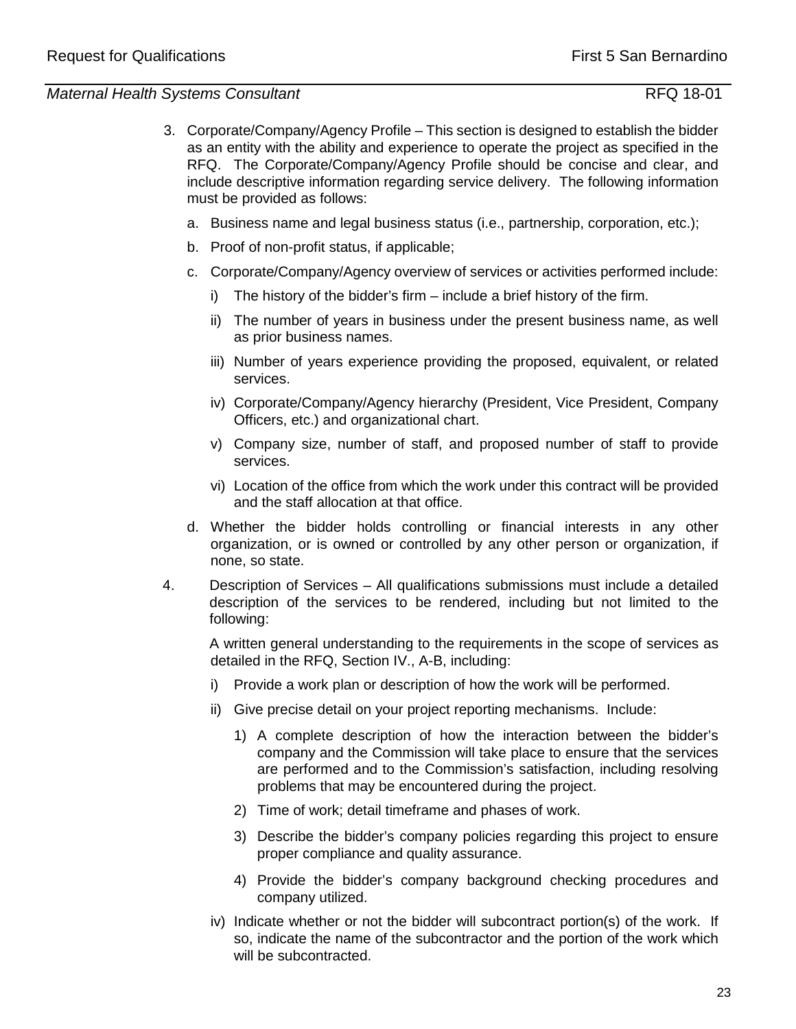3. Corporate/Company/Agency Profile – This section is designed to establish the bidder as an entity with the ability and experience to operate the project as specified in the RFQ. The Corporate/Company/Agency Profile should be concise and clear, and include descriptive information regarding service delivery. The following information must be provided as follows:

   a. Business name and legal business status (i.e., partnership, corporation, etc.);

   b. Proof of non-profit status, if applicable;

   c. Corporate/Company/Agency overview of services or activities performed include:

      i) The history of the bidder's firm – include a brief history of the firm.

      ii) The number of years in business under the present business name, as well as prior business names.

      iii) Number of years experience providing the proposed, equivalent, or related services.

      iv) Corporate/Company/Agency hierarchy (President, Vice President, Company Officers, etc.) and organizational chart.

      v) Company size, number of staff, and proposed number of staff to provide services.

      vi) Location of the office from which the work under this contract will be provided and the staff allocation at that office.

   d. Whether the bidder holds controlling or financial interests in any other organization, or is owned or controlled by any other person or organization, if none, so state.

4. Description of Services – All qualifications submissions must include a detailed description of the services to be rendered, including but not limited to the following:

   A written general understanding to the requirements in the scope of services as detailed in the RFQ, Section IV., A-B, including:

   i) Provide a work plan or description of how the work will be performed.

   ii) Give precise detail on your project reporting mechanisms. Include:

      1) A complete description of how the interaction between the bidder's company and the Commission will take place to ensure that the services are performed and to the Commission's satisfaction, including resolving problems that may be encountered during the project.

      2) Time of work; detail timeframe and phases of work.

      3) Describe the bidder's company policies regarding this project to ensure proper compliance and quality assurance.

      4) Provide the bidder's company background checking procedures and company utilized.

   iv) Indicate whether or not the bidder will subcontract portion(s) of the work. If so, indicate the name of the subcontractor and the portion of the work which will be subcontracted.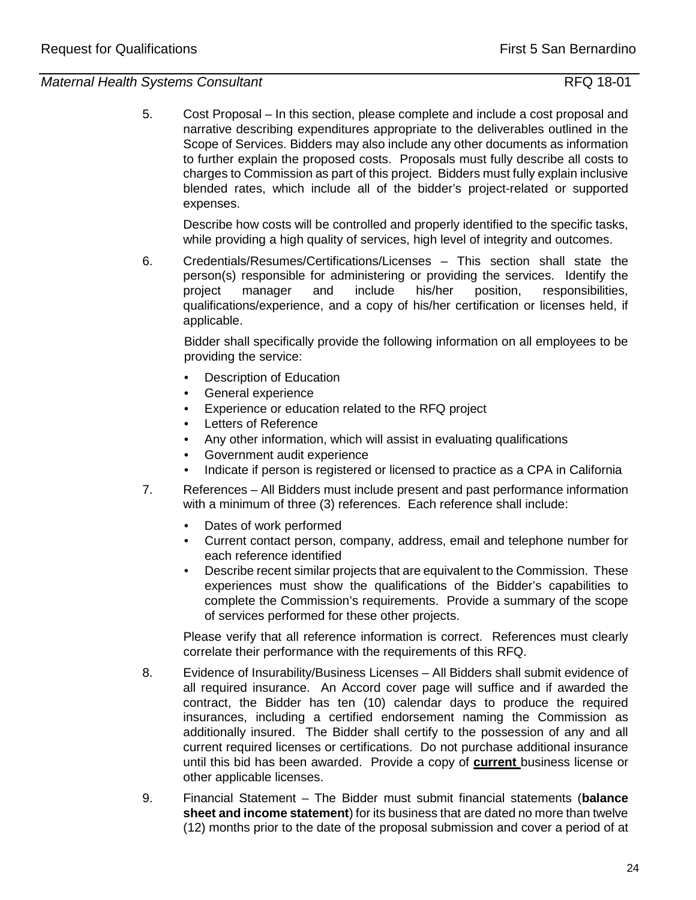5. Cost Proposal – In this section, please complete and include a cost proposal and narrative describing expenditures appropriate to the deliverables outlined in the Scope of Services. Bidders may also include any other documents as information to further explain the proposed costs. Proposals must fully describe all costs to charges to Commission as part of this project. Bidders must fully explain inclusive blended rates, which include all of the bidder's project-related or supported expenses.

   Describe how costs will be controlled and properly identified to the specific tasks, while providing a high quality of services, high level of integrity and outcomes.

6. Credentials/Resumes/Certifications/Licenses – This section shall state the person(s) responsible for administering or providing the services. Identify the project manager and include his/her position, responsibilities, qualifications/experience, and a copy of his/her certification or licenses held, if applicable.

   Bidder shall specifically provide the following information on all employees to be providing the service:

   - Description of Education
   - General experience
   - Experience or education related to the RFQ project
   - Letters of Reference
   - Any other information, which will assist in evaluating qualifications
   - Government audit experience
   - Indicate if person is registered or licensed to practice as a CPA in California

7. References – All Bidders must include present and past performance information with a minimum of three (3) references. Each reference shall include:

   - Dates of work performed
   - Current contact person, company, address, email and telephone number for each reference identified
   - Describe recent similar projects that are equivalent to the Commission. These experiences must show the qualifications of the Bidder's capabilities to complete the Commission's requirements. Provide a summary of the scope of services performed for these other projects.

   Please verify that all reference information is correct. References must clearly correlate their performance with the requirements of this RFQ.

8. Evidence of Insurability/Business Licenses – All Bidders shall submit evidence of all required insurance. An Accord cover page will suffice and if awarded the contract, the Bidder has ten (10) calendar days to produce the required insurances, including a certified endorsement naming the Commission as additionally insured. The Bidder shall certify to the possession of any and all current required licenses or certifications. Do not purchase additional insurance until this bid has been awarded. Provide a copy of **current** business license or other applicable licenses.

9. Financial Statement – The Bidder must submit financial statements (**balance sheet and income statement**) for its business that are dated no more than twelve (12) months prior to the date of the proposal submission and cover a period of at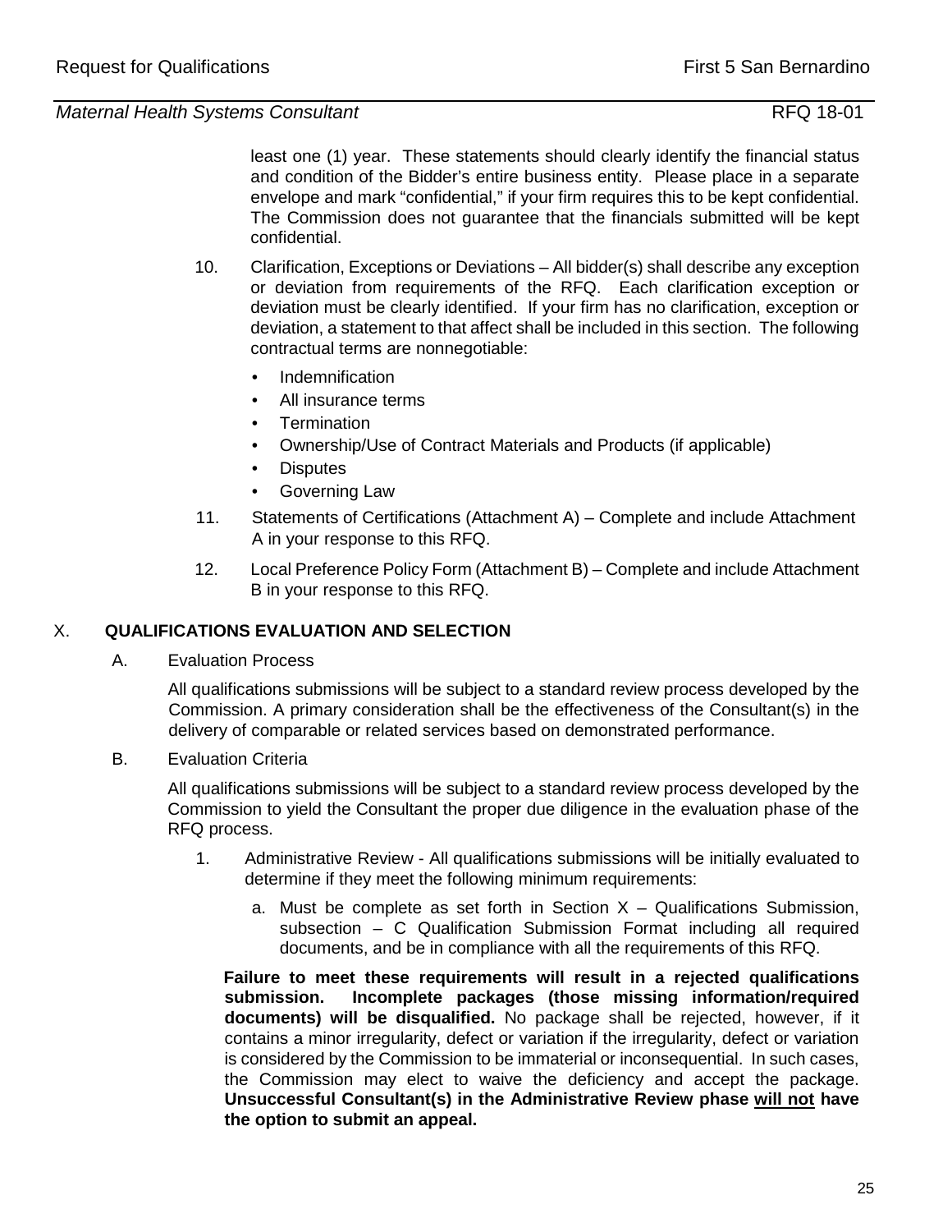least one (1) year. These statements should clearly identify the financial status and condition of the Bidder's entire business entity. Please place in a separate envelope and mark "confidential," if your firm requires this to be kept confidential. The Commission does not guarantee that the financials submitted will be kept confidential.

10. Clarification, Exceptions or Deviations – All bidder(s) shall describe any exception or deviation from requirements of the RFQ. Each clarification exception or deviation must be clearly identified. If your firm has no clarification, exception or deviation, a statement to that affect shall be included in this section. The following contractual terms are nonnegotiable:
    - Indemnification
    - All insurance terms
    - Termination
    - Ownership/Use of Contract Materials and Products (if applicable)
    - Disputes
    - Governing Law

11. Statements of Certifications (Attachment A) – Complete and include Attachment A in your response to this RFQ.

12. Local Preference Policy Form (Attachment B) – Complete and include Attachment B in your response to this RFQ.

## X. QUALIFICATIONS EVALUATION AND SELECTION

A. Evaluation Process

All qualifications submissions will be subject to a standard review process developed by the Commission. A primary consideration shall be the effectiveness of the Consultant(s) in the delivery of comparable or related services based on demonstrated performance.

B. Evaluation Criteria

All qualifications submissions will be subject to a standard review process developed by the Commission to yield the Consultant the proper due diligence in the evaluation phase of the RFQ process.

1. Administrative Review - All qualifications submissions will be initially evaluated to determine if they meet the following minimum requirements:

    a. Must be complete as set forth in Section X – Qualifications Submission, subsection – C Qualification Submission Format including all required documents, and be in compliance with all the requirements of this RFQ.

**Failure to meet these requirements will result in a rejected qualifications submission. Incomplete packages (those missing information/required documents) will be disqualified.** No package shall be rejected, however, if it contains a minor irregularity, defect or variation if the irregularity, defect or variation is considered by the Commission to be immaterial or inconsequential. In such cases, the Commission may elect to waive the deficiency and accept the package. **Unsuccessful Consultant(s) in the Administrative Review phase <u>will not</u> have the option to submit an appeal.**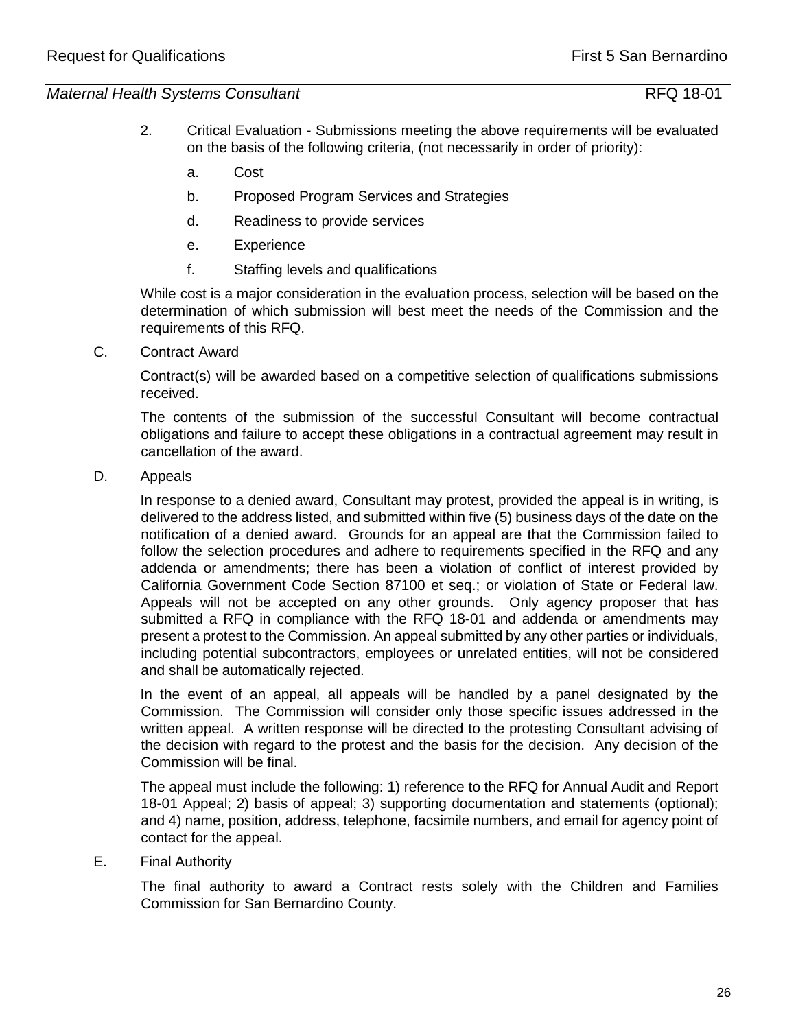2. Critical Evaluation - Submissions meeting the above requirements will be evaluated on the basis of the following criteria, (not necessarily in order of priority):

   a. Cost

   b. Proposed Program Services and Strategies

   d. Readiness to provide services

   e. Experience

   f. Staffing levels and qualifications

While cost is a major consideration in the evaluation process, selection will be based on the determination of which submission will best meet the needs of the Commission and the requirements of this RFQ.

C. Contract Award

Contract(s) will be awarded based on a competitive selection of qualifications submissions received.

The contents of the submission of the successful Consultant will become contractual obligations and failure to accept these obligations in a contractual agreement may result in cancellation of the award.

D. Appeals

In response to a denied award, Consultant may protest, provided the appeal is in writing, is delivered to the address listed, and submitted within five (5) business days of the date on the notification of a denied award. Grounds for an appeal are that the Commission failed to follow the selection procedures and adhere to requirements specified in the RFQ and any addenda or amendments; there has been a violation of conflict of interest provided by California Government Code Section 87100 et seq.; or violation of State or Federal law. Appeals will not be accepted on any other grounds. Only agency proposer that has submitted a RFQ in compliance with the RFQ 18-01 and addenda or amendments may present a protest to the Commission. An appeal submitted by any other parties or individuals, including potential subcontractors, employees or unrelated entities, will not be considered and shall be automatically rejected.

In the event of an appeal, all appeals will be handled by a panel designated by the Commission. The Commission will consider only those specific issues addressed in the written appeal. A written response will be directed to the protesting Consultant advising of the decision with regard to the protest and the basis for the decision. Any decision of the Commission will be final.

The appeal must include the following: 1) reference to the RFQ for Annual Audit and Report 18-01 Appeal; 2) basis of appeal; 3) supporting documentation and statements (optional); and 4) name, position, address, telephone, facsimile numbers, and email for agency point of contact for the appeal.

E. Final Authority

The final authority to award a Contract rests solely with the Children and Families Commission for San Bernardino County.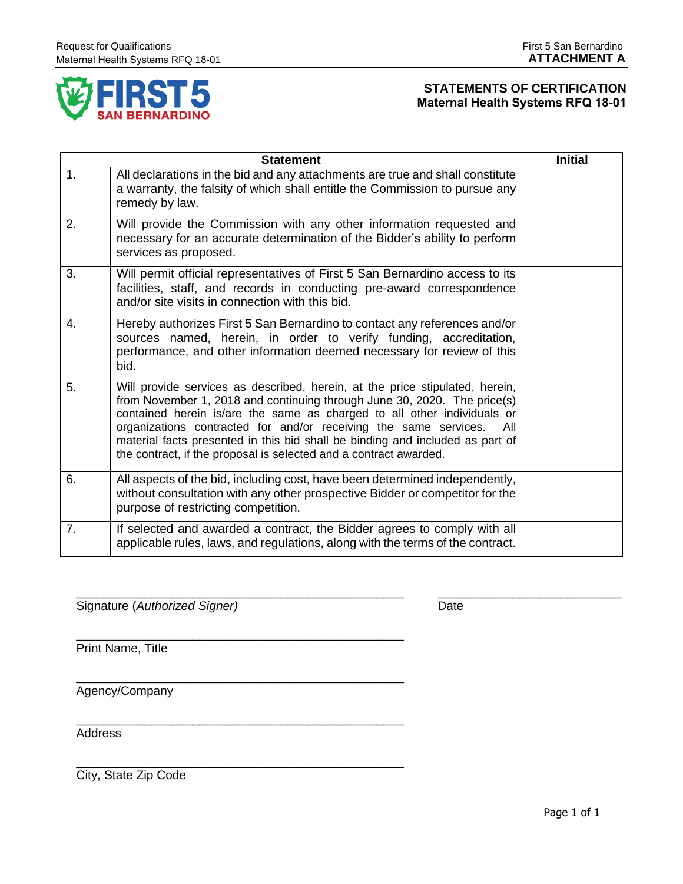**ATTACHMENT A**

# STATEMENTS OF CERTIFICATION
## Maternal Health Systems RFQ 18-01

| | Statement | Initial |
|---|---|---|
| 1. | All declarations in the bid and any attachments are true and shall constitute a warranty, the falsity of which shall entitle the Commission to pursue any remedy by law. | |
| 2. | Will provide the Commission with any other information requested and necessary for an accurate determination of the Bidder's ability to perform services as proposed. | |
| 3. | Will permit official representatives of First 5 San Bernardino access to its facilities, staff, and records in conducting pre-award correspondence and/or site visits in connection with this bid. | |
| 4. | Hereby authorizes First 5 San Bernardino to contact any references and/or sources named, herein, in order to verify funding, accreditation, performance, and other information deemed necessary for review of this bid. | |
| 5. | Will provide services as described, herein, at the price stipulated, herein, from November 1, 2018 and continuing through June 30, 2020. The price(s) contained herein is/are the same as charged to all other individuals or organizations contracted for and/or receiving the same services. All material facts presented in this bid shall be binding and included as part of the contract, if the proposal is selected and a contract awarded. | |
| 6. | All aspects of the bid, including cost, have been determined independently, without consultation with any other prospective Bidder or competitor for the purpose of restricting competition. | |
| 7. | If selected and awarded a contract, the Bidder agrees to comply with all applicable rules, laws, and regulations, along with the terms of the contract. | |

_______________________________________________ _________________________

Signature (*Authorized Signer)* Date

_______________________________________________

Print Name, Title

_______________________________________________

Agency/Company

_______________________________________________

Address

_______________________________________________

City, State Zip Code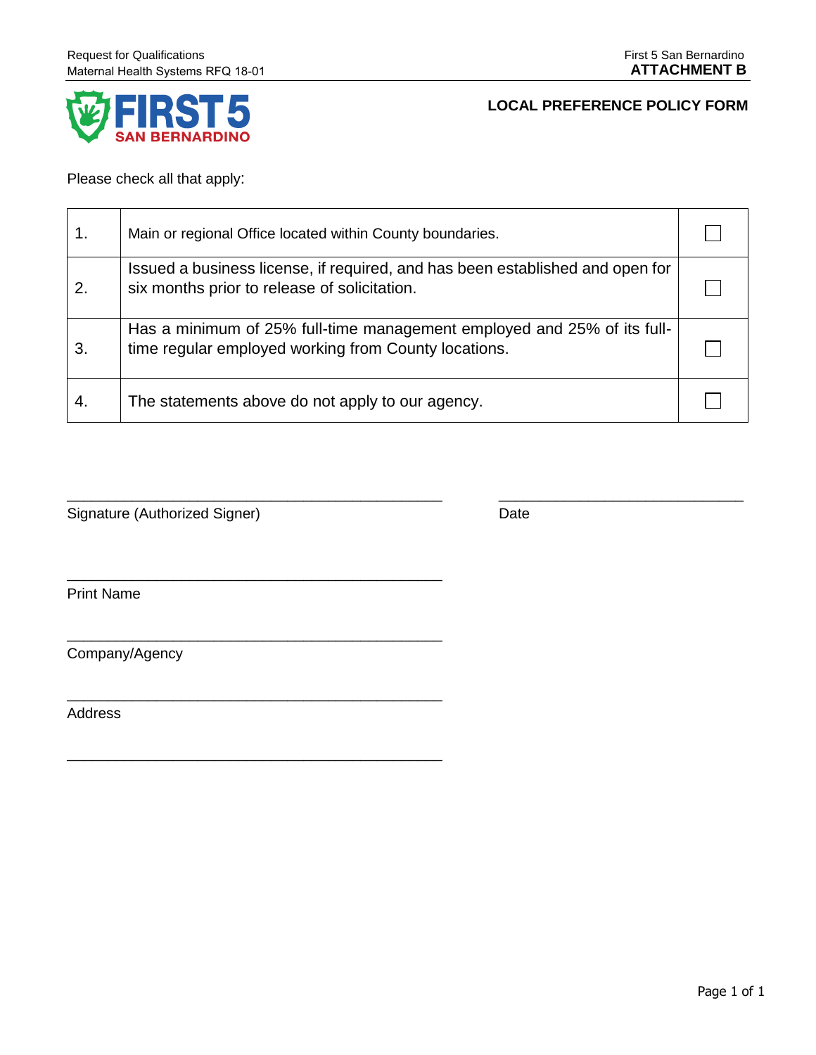ATTACHMENT B

# LOCAL PREFERENCE POLICY FORM

Please check all that apply:

| | | |
|---|---|---|
| 1. | Main or regional Office located within County boundaries. | ☐ |
| 2. | Issued a business license, if required, and has been established and open for six months prior to release of solicitation. | ☐ |
| 3. | Has a minimum of 25% full-time management employed and 25% of its full-time regular employed working from County locations. | ☐ |
| 4. | The statements above do not apply to our agency. | ☐ |

_______________________________________________ _______________________________

Signature (Authorized Signer) Date

_______________________________________________

Print Name

_______________________________________________

Company/Agency

_______________________________________________

Address

_______________________________________________